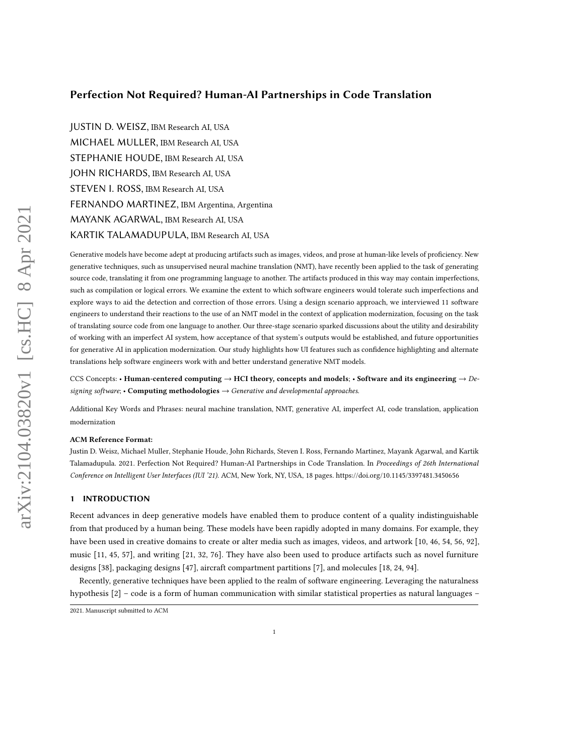# Perfection Not Required? Human-AI Partnerships in Code Translation

JUSTIN D. WEISZ, IBM Research AI, USA

MICHAEL MULLER, IBM Research AI, USA

STEPHANIE HOUDE, IBM Research AI, USA

JOHN RICHARDS, IBM Research AI, USA

STEVEN I. ROSS, IBM Research AI, USA

FERNANDO MARTINEZ, IBM Argentina, Argentina

MAYANK AGARWAL, IBM Research AI, USA

KARTIK TALAMADUPULA, IBM Research AI, USA

Generative models have become adept at producing artifacts such as images, videos, and prose at human-like levels of proficiency. New generative techniques, such as unsupervised neural machine translation (NMT), have recently been applied to the task of generating source code, translating it from one programming language to another. The artifacts produced in this way may contain imperfections, such as compilation or logical errors. We examine the extent to which software engineers would tolerate such imperfections and explore ways to aid the detection and correction of those errors. Using a design scenario approach, we interviewed 11 software engineers to understand their reactions to the use of an NMT model in the context of application modernization, focusing on the task of translating source code from one language to another. Our three-stage scenario sparked discussions about the utility and desirability of working with an imperfect AI system, how acceptance of that system's outputs would be established, and future opportunities for generative AI in application modernization. Our study highlights how UI features such as confidence highlighting and alternate translations help software engineers work with and better understand generative NMT models.

CCS Concepts: • **Human-centered computing → HCI theory, concepts and models**; • **Software and its engineering** → *Designing software*; • **Computing methodologies** → *Generative and developmental approaches.*

Additional Key Words and Phrases: neural machine translation, NMT, generative AI, imperfect AI, code translation, application modernization

**ACM Reference Format:**

Justin D. Weisz, Michael Muller, Stephanie Houde, John Richards, Steven I. Ross, Fernando Martinez, Mayank Agarwal, and Kartik Talamadupula. 2021. Perfection Not Required? Human-AI Partnerships in Code Translation. In *Proceedings of 26th International Conference on Intelligent User Interfaces (IUI '21).* ACM, New York, NY, USA, 18 pages. https://doi.org/10.1145/3397481.3450656

## 1 INTRODUCTION

Recent advances in deep generative models have enabled them to produce content of a quality indistinguishable from that produced by a human being. These models have been rapidly adopted in many domains. For example, they have been used in creative domains to create or alter media such as images, videos, and artwork [10, 46, 54, 56, 92], music [11, 45, 57], and writing [21, 32, 76]. They have also been used to produce artifacts such as novel furniture designs [38], packaging designs [47], aircraft compartment partitions [7], and molecules [18, 24, 94].

Recently, generative techniques have been applied to the realm of software engineering. Leveraging the naturalness hypothesis [2] – code is a form of human communication with similar statistical properties as natural languages –

2021. Manuscript submitted to ACM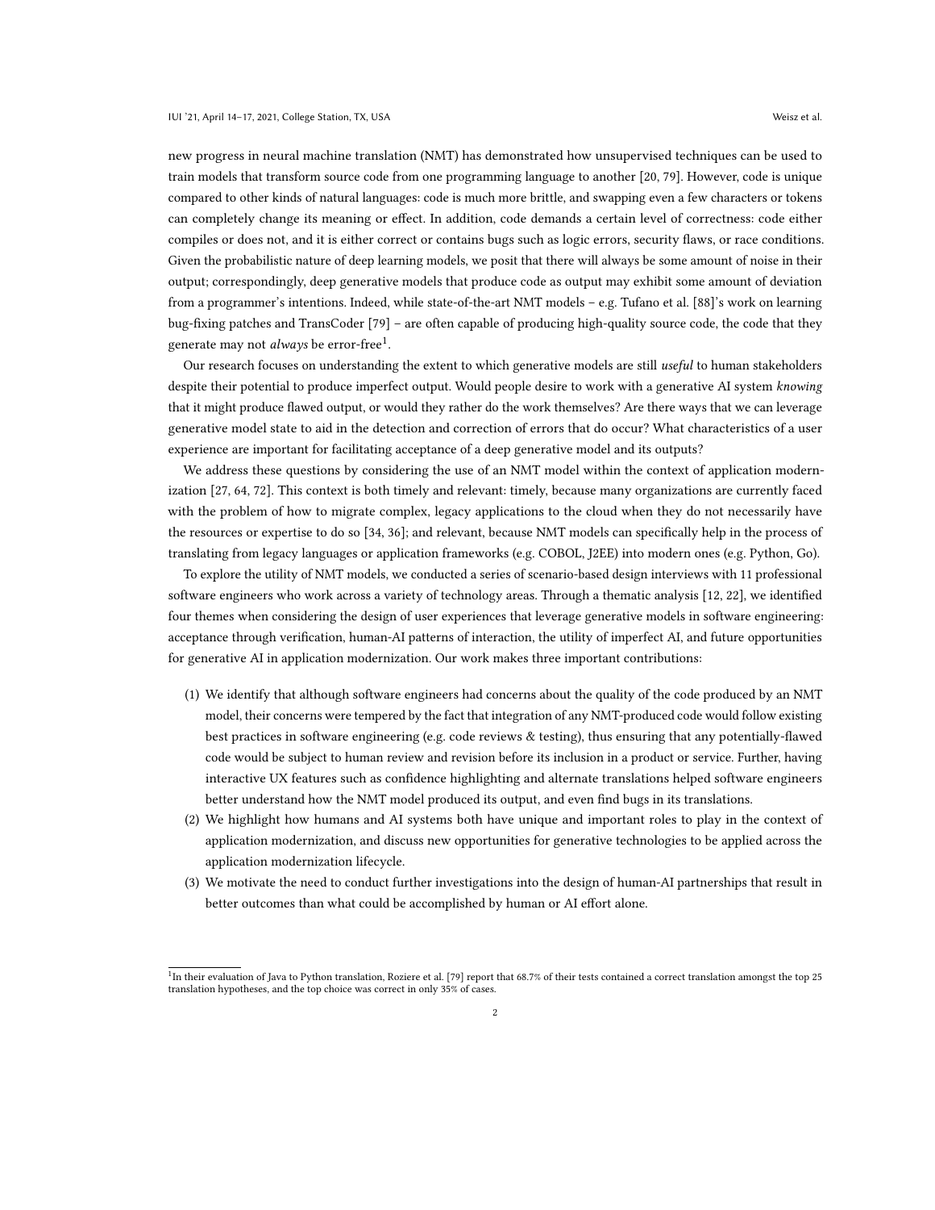new progress in neural machine translation (NMT) has demonstrated how unsupervised techniques can be used to train models that transform source code from one programming language to another [20, 79]. However, code is unique compared to other kinds of natural languages: code is much more brittle, and swapping even a few characters or tokens can completely change its meaning or effect. In addition, code demands a certain level of correctness: code either compiles or does not, and it is either correct or contains bugs such as logic errors, security flaws, or race conditions. Given the probabilistic nature of deep learning models, we posit that there will always be some amount of noise in their output; correspondingly, deep generative models that produce code as output may exhibit some amount of deviation from a programmer's intentions. Indeed, while state-of-the-art NMT models – e.g. Tufano et al. [88]'s work on learning bug-fixing patches and TransCoder [79] – are often capable of producing high-quality source code, the code that they generate may not *always* be error-free[1].

Our research focuses on understanding the extent to which generative models are still *useful* to human stakeholders despite their potential to produce imperfect output. Would people desire to work with a generative AI system *knowing* that it might produce flawed output, or would they rather do the work themselves? Are there ways that we can leverage generative model state to aid in the detection and correction of errors that do occur? What characteristics of a user experience are important for facilitating acceptance of a deep generative model and its outputs?

We address these questions by considering the use of an NMT model within the context of application modernization [27, 64, 72]. This context is both timely and relevant: timely, because many organizations are currently faced with the problem of how to migrate complex, legacy applications to the cloud when they do not necessarily have the resources or expertise to do so [34, 36]; and relevant, because NMT models can specifically help in the process of translating from legacy languages or application frameworks (e.g. COBOL, J2EE) into modern ones (e.g. Python, Go).

To explore the utility of NMT models, we conducted a series of scenario-based design interviews with 11 professional software engineers who work across a variety of technology areas. Through a thematic analysis [12, 22], we identified four themes when considering the design of user experiences that leverage generative models in software engineering: acceptance through verification, human-AI patterns of interaction, the utility of imperfect AI, and future opportunities for generative AI in application modernization. Our work makes three important contributions:

(1) We identify that although software engineers had concerns about the quality of the code produced by an NMT model, their concerns were tempered by the fact that integration of any NMT-produced code would follow existing best practices in software engineering (e.g. code reviews & testing), thus ensuring that any potentially-flawed code would be subject to human review and revision before its inclusion in a product or service. Further, having interactive UX features such as confidence highlighting and alternate translations helped software engineers better understand how the NMT model produced its output, and even find bugs in its translations.

(2) We highlight how humans and AI systems both have unique and important roles to play in the context of application modernization, and discuss new opportunities for generative technologies to be applied across the application modernization lifecycle.

(3) We motivate the need to conduct further investigations into the design of human-AI partnerships that result in better outcomes than what could be accomplished by human or AI effort alone.

---

[1] In their evaluation of Java to Python translation, Roziere et al. [79] report that 68.7% of their tests contained a correct translation amongst the top 25 translation hypotheses, and the top choice was correct in only 35% of cases.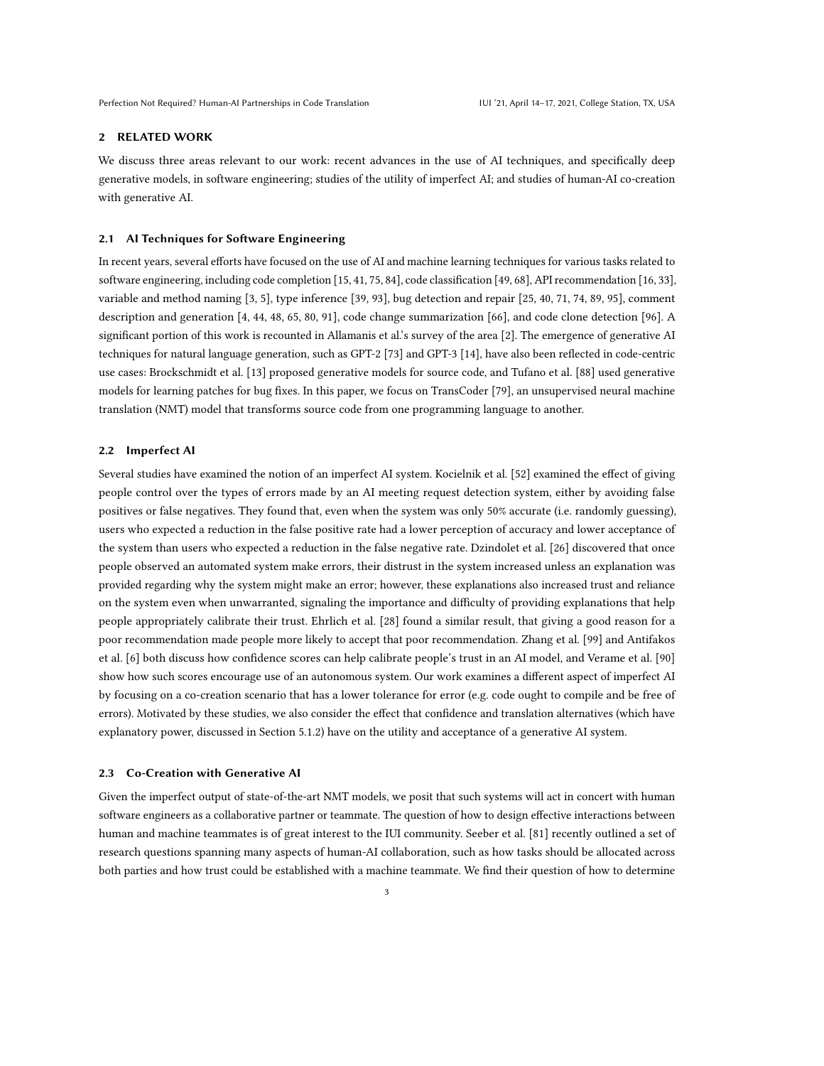## 2 RELATED WORK

We discuss three areas relevant to our work: recent advances in the use of AI techniques, and specifically deep generative models, in software engineering; studies of the utility of imperfect AI; and studies of human-AI co-creation with generative AI.

### 2.1 AI Techniques for Software Engineering

In recent years, several efforts have focused on the use of AI and machine learning techniques for various tasks related to software engineering, including code completion [15, 41, 75, 84], code classification [49, 68], API recommendation [16, 33], variable and method naming [3, 5], type inference [39, 93], bug detection and repair [25, 40, 71, 74, 89, 95], comment description and generation [4, 44, 48, 65, 80, 91], code change summarization [66], and code clone detection [96]. A significant portion of this work is recounted in Allamanis et al.'s survey of the area [2]. The emergence of generative AI techniques for natural language generation, such as GPT-2 [73] and GPT-3 [14], have also been reflected in code-centric use cases: Brockschmidt et al. [13] proposed generative models for source code, and Tufano et al. [88] used generative models for learning patches for bug fixes. In this paper, we focus on TransCoder [79], an unsupervised neural machine translation (NMT) model that transforms source code from one programming language to another.

### 2.2 Imperfect AI

Several studies have examined the notion of an imperfect AI system. Kocielnik et al. [52] examined the effect of giving people control over the types of errors made by an AI meeting request detection system, either by avoiding false positives or false negatives. They found that, even when the system was only 50% accurate (i.e. randomly guessing), users who expected a reduction in the false positive rate had a lower perception of accuracy and lower acceptance of the system than users who expected a reduction in the false negative rate. Dzindolet et al. [26] discovered that once people observed an automated system make errors, their distrust in the system increased unless an explanation was provided regarding why the system might make an error; however, these explanations also increased trust and reliance on the system even when unwarranted, signaling the importance and difficulty of providing explanations that help people appropriately calibrate their trust. Ehrlich et al. [28] found a similar result, that giving a good reason for a poor recommendation made people more likely to accept that poor recommendation. Zhang et al. [99] and Antifakos et al. [6] both discuss how confidence scores can help calibrate people's trust in an AI model, and Verame et al. [90] show how such scores encourage use of an autonomous system. Our work examines a different aspect of imperfect AI by focusing on a co-creation scenario that has a lower tolerance for error (e.g. code ought to compile and be free of errors). Motivated by these studies, we also consider the effect that confidence and translation alternatives (which have explanatory power, discussed in Section 5.1.2) have on the utility and acceptance of a generative AI system.

### 2.3 Co-Creation with Generative AI

Given the imperfect output of state-of-the-art NMT models, we posit that such systems will act in concert with human software engineers as a collaborative partner or teammate. The question of how to design effective interactions between human and machine teammates is of great interest to the IUI community. Seeber et al. [81] recently outlined a set of research questions spanning many aspects of human-AI collaboration, such as how tasks should be allocated across both parties and how trust could be established with a machine teammate. We find their question of how to determine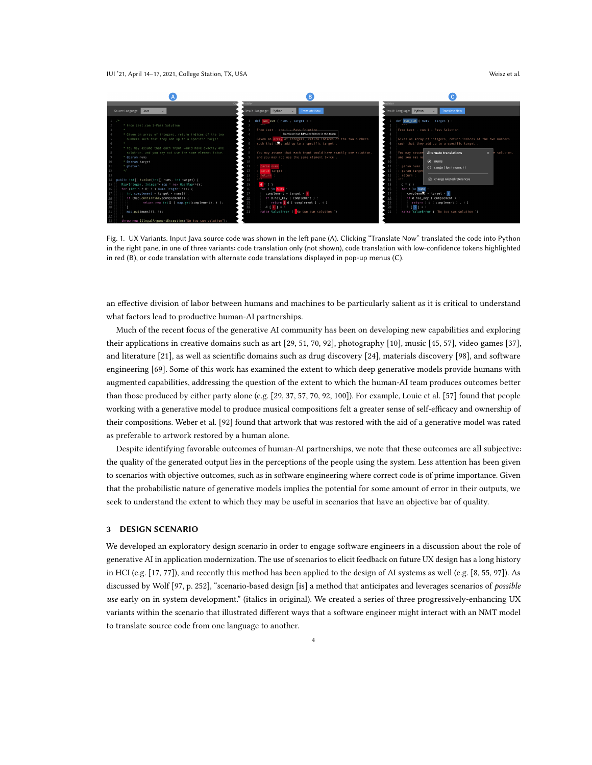Fig. 1. UX Variants. Input Java source code was shown in the left pane (A). Clicking "Translate Now" translated the code into Python in the right pane, in one of three variants: code translation only (not shown), code translation with low-confidence tokens highlighted in red (B), or code translation with alternate code translations displayed in pop-up menus (C).

an effective division of labor between humans and machines to be particularly salient as it is critical to understand what factors lead to productive human-AI partnerships.

Much of the recent focus of the generative AI community has been on developing new capabilities and exploring their applications in creative domains such as art [29, 51, 70, 92], photography [10], music [45, 57], video games [37], and literature [21], as well as scientific domains such as drug discovery [24], materials discovery [98], and software engineering [69]. Some of this work has examined the extent to which deep generative models provide humans with augmented capabilities, addressing the question of the extent to which the human-AI team produces outcomes better than those produced by either party alone (e.g. [29, 37, 57, 70, 92, 100]). For example, Louie et al. [57] found that people working with a generative model to produce musical compositions felt a greater sense of self-efficacy and ownership of their compositions. Weber et al. [92] found that artwork that was restored with the aid of a generative model was rated as preferable to artwork restored by a human alone.

Despite identifying favorable outcomes of human-AI partnerships, we note that these outcomes are all subjective: the quality of the generated output lies in the perceptions of the people using the system. Less attention has been given to scenarios with objective outcomes, such as in software engineering where correct code is of prime importance. Given that the probabilistic nature of generative models implies the potential for some amount of error in their outputs, we seek to understand the extent to which they may be useful in scenarios that have an objective bar of quality.

## 3 DESIGN SCENARIO

We developed an exploratory design scenario in order to engage software engineers in a discussion about the role of generative AI in application modernization. The use of scenarios to elicit feedback on future UX design has a long history in HCI (e.g. [17, 77]), and recently this method has been applied to the design of AI systems as well (e.g. [8, 55, 97]). As discussed by Wolf [97, p. 252], "scenario-based design [is] a method that anticipates and leverages scenarios of *possible use* early on in system development." (italics in original). We created a series of three progressively-enhancing UX variants within the scenario that illustrated different ways that a software engineer might interact with an NMT model to translate source code from one language to another.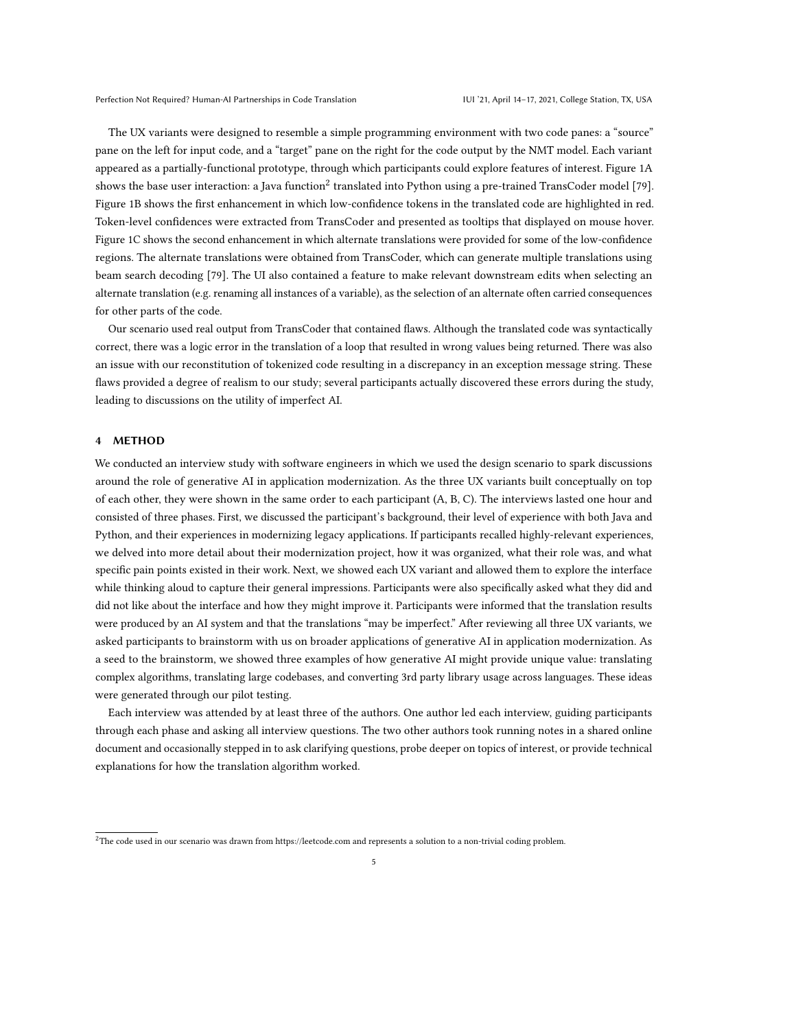The UX variants were designed to resemble a simple programming environment with two code panes: a "source" pane on the left for input code, and a "target" pane on the right for the code output by the NMT model. Each variant appeared as a partially-functional prototype, through which participants could explore features of interest. Figure 1A shows the base user interaction: a Java function[2] translated into Python using a pre-trained TransCoder model [79]. Figure 1B shows the first enhancement in which low-confidence tokens in the translated code are highlighted in red. Token-level confidences were extracted from TransCoder and presented as tooltips that displayed on mouse hover. Figure 1C shows the second enhancement in which alternate translations were provided for some of the low-confidence regions. The alternate translations were obtained from TransCoder, which can generate multiple translations using beam search decoding [79]. The UI also contained a feature to make relevant downstream edits when selecting an alternate translation (e.g. renaming all instances of a variable), as the selection of an alternate often carried consequences for other parts of the code.

Our scenario used real output from TransCoder that contained flaws. Although the translated code was syntactically correct, there was a logic error in the translation of a loop that resulted in wrong values being returned. There was also an issue with our reconstitution of tokenized code resulting in a discrepancy in an exception message string. These flaws provided a degree of realism to our study; several participants actually discovered these errors during the study, leading to discussions on the utility of imperfect AI.

## 4 METHOD

We conducted an interview study with software engineers in which we used the design scenario to spark discussions around the role of generative AI in application modernization. As the three UX variants built conceptually on top of each other, they were shown in the same order to each participant (A, B, C). The interviews lasted one hour and consisted of three phases. First, we discussed the participant's background, their level of experience with both Java and Python, and their experiences in modernizing legacy applications. If participants recalled highly-relevant experiences, we delved into more detail about their modernization project, how it was organized, what their role was, and what specific pain points existed in their work. Next, we showed each UX variant and allowed them to explore the interface while thinking aloud to capture their general impressions. Participants were also specifically asked what they did and did not like about the interface and how they might improve it. Participants were informed that the translation results were produced by an AI system and that the translations "may be imperfect." After reviewing all three UX variants, we asked participants to brainstorm with us on broader applications of generative AI in application modernization. As a seed to the brainstorm, we showed three examples of how generative AI might provide unique value: translating complex algorithms, translating large codebases, and converting 3rd party library usage across languages. These ideas were generated through our pilot testing.

Each interview was attended by at least three of the authors. One author led each interview, guiding participants through each phase and asking all interview questions. The two other authors took running notes in a shared online document and occasionally stepped in to ask clarifying questions, probe deeper on topics of interest, or provide technical explanations for how the translation algorithm worked.

[2] The code used in our scenario was drawn from https://leetcode.com and represents a solution to a non-trivial coding problem.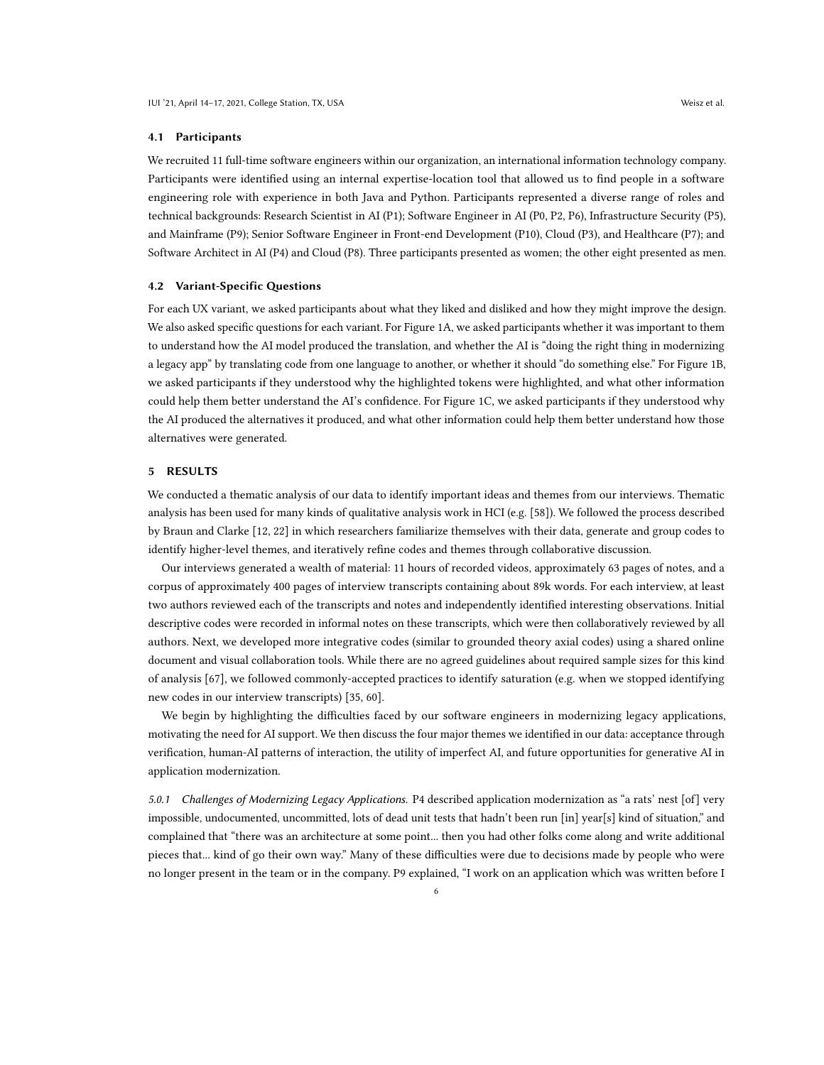### 4.1 Participants

We recruited 11 full-time software engineers within our organization, an international information technology company. Participants were identified using an internal expertise-location tool that allowed us to find people in a software engineering role with experience in both Java and Python. Participants represented a diverse range of roles and technical backgrounds: Research Scientist in AI (P1); Software Engineer in AI (P0, P2, P6), Infrastructure Security (P5), and Mainframe (P9); Senior Software Engineer in Front-end Development (P10), Cloud (P3), and Healthcare (P7); and Software Architect in AI (P4) and Cloud (P8). Three participants presented as women; the other eight presented as men.

### 4.2 Variant-Specific Questions

For each UX variant, we asked participants about what they liked and disliked and how they might improve the design. We also asked specific questions for each variant. For Figure 1A, we asked participants whether it was important to them to understand how the AI model produced the translation, and whether the AI is "doing the right thing in modernizing a legacy app" by translating code from one language to another, or whether it should "do something else." For Figure 1B, we asked participants if they understood why the highlighted tokens were highlighted, and what other information could help them better understand the AI's confidence. For Figure 1C, we asked participants if they understood why the AI produced the alternatives it produced, and what other information could help them better understand how those alternatives were generated.

## 5 RESULTS

We conducted a thematic analysis of our data to identify important ideas and themes from our interviews. Thematic analysis has been used for many kinds of qualitative analysis work in HCI (e.g. [58]). We followed the process described by Braun and Clarke [12, 22] in which researchers familiarize themselves with their data, generate and group codes to identify higher-level themes, and iteratively refine codes and themes through collaborative discussion.

Our interviews generated a wealth of material: 11 hours of recorded videos, approximately 63 pages of notes, and a corpus of approximately 400 pages of interview transcripts containing about 89k words. For each interview, at least two authors reviewed each of the transcripts and notes and independently identified interesting observations. Initial descriptive codes were recorded in informal notes on these transcripts, which were then collaboratively reviewed by all authors. Next, we developed more integrative codes (similar to grounded theory axial codes) using a shared online document and visual collaboration tools. While there are no agreed guidelines about required sample sizes for this kind of analysis [67], we followed commonly-accepted practices to identify saturation (e.g. when we stopped identifying new codes in our interview transcripts) [35, 60].

We begin by highlighting the difficulties faced by our software engineers in modernizing legacy applications, motivating the need for AI support. We then discuss the four major themes we identified in our data: acceptance through verification, human-AI patterns of interaction, the utility of imperfect AI, and future opportunities for generative AI in application modernization.

*5.0.1 Challenges of Modernizing Legacy Applications.* P4 described application modernization as "a rats' nest [of] very impossible, undocumented, uncommitted, lots of dead unit tests that hadn't been run [in] year[s] kind of situation," and complained that "there was an architecture at some point... then you had other folks come along and write additional pieces that... kind of go their own way." Many of these difficulties were due to decisions made by people who were no longer present in the team or in the company. P9 explained, "I work on an application which was written before I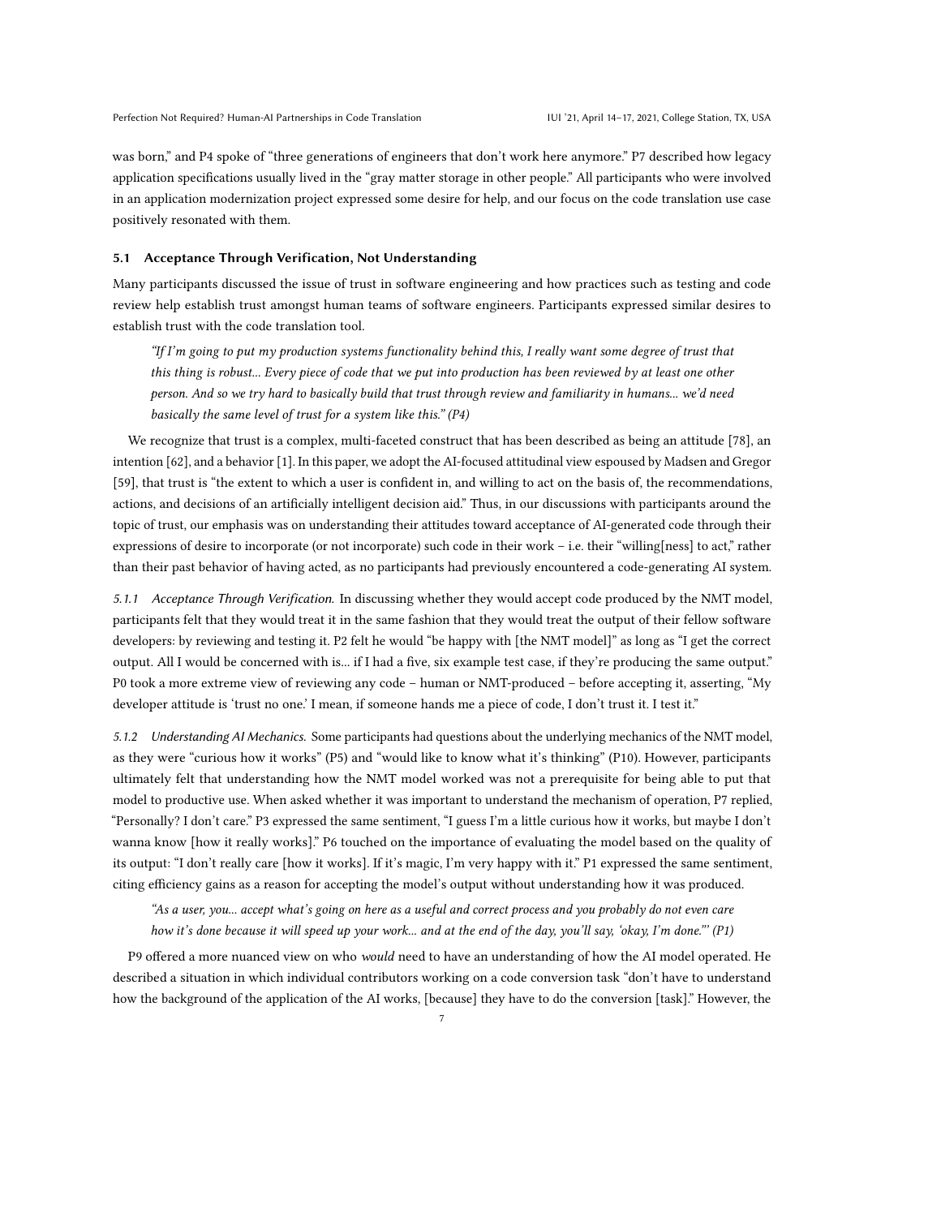was born," and P4 spoke of "three generations of engineers that don't work here anymore." P7 described how legacy application specifications usually lived in the "gray matter storage in other people." All participants who were involved in an application modernization project expressed some desire for help, and our focus on the code translation use case positively resonated with them.

### 5.1 Acceptance Through Verification, Not Understanding

Many participants discussed the issue of trust in software engineering and how practices such as testing and code review help establish trust amongst human teams of software engineers. Participants expressed similar desires to establish trust with the code translation tool.

> *"If I'm going to put my production systems functionality behind this, I really want some degree of trust that this thing is robust... Every piece of code that we put into production has been reviewed by at least one other person. And so we try hard to basically build that trust through review and familiarity in humans... we'd need basically the same level of trust for a system like this." (P4)*

We recognize that trust is a complex, multi-faceted construct that has been described as being an attitude [78], an intention [62], and a behavior [1]. In this paper, we adopt the AI-focused attitudinal view espoused by Madsen and Gregor [59], that trust is "the extent to which a user is confident in, and willing to act on the basis of, the recommendations, actions, and decisions of an artificially intelligent decision aid." Thus, in our discussions with participants around the topic of trust, our emphasis was on understanding their attitudes toward acceptance of AI-generated code through their expressions of desire to incorporate (or not incorporate) such code in their work – i.e. their "willing[ness] to act," rather than their past behavior of having acted, as no participants had previously encountered a code-generating AI system.

*5.1.1 Acceptance Through Verification.* In discussing whether they would accept code produced by the NMT model, participants felt that they would treat it in the same fashion that they would treat the output of their fellow software developers: by reviewing and testing it. P2 felt he would "be happy with [the NMT model]" as long as "I get the correct output. All I would be concerned with is... if I had a five, six example test case, if they're producing the same output." P0 took a more extreme view of reviewing any code – human or NMT-produced – before accepting it, asserting, "My developer attitude is 'trust no one.' I mean, if someone hands me a piece of code, I don't trust it. I test it."

*5.1.2 Understanding AI Mechanics.* Some participants had questions about the underlying mechanics of the NMT model, as they were "curious how it works" (P5) and "would like to know what it's thinking" (P10). However, participants ultimately felt that understanding how the NMT model worked was not a prerequisite for being able to put that model to productive use. When asked whether it was important to understand the mechanism of operation, P7 replied, "Personally? I don't care." P3 expressed the same sentiment, "I guess I'm a little curious how it works, but maybe I don't wanna know [how it really works]." P6 touched on the importance of evaluating the model based on the quality of its output: "I don't really care [how it works]. If it's magic, I'm very happy with it." P1 expressed the same sentiment, citing efficiency gains as a reason for accepting the model's output without understanding how it was produced.

> *"As a user, you... accept what's going on here as a useful and correct process and you probably do not even care how it's done because it will speed up your work... and at the end of the day, you'll say, 'okay, I'm done.'" (P1)*

P9 offered a more nuanced view on who *would* need to have an understanding of how the AI model operated. He described a situation in which individual contributors working on a code conversion task "don't have to understand how the background of the application of the AI works, [because] they have to do the conversion [task]." However, the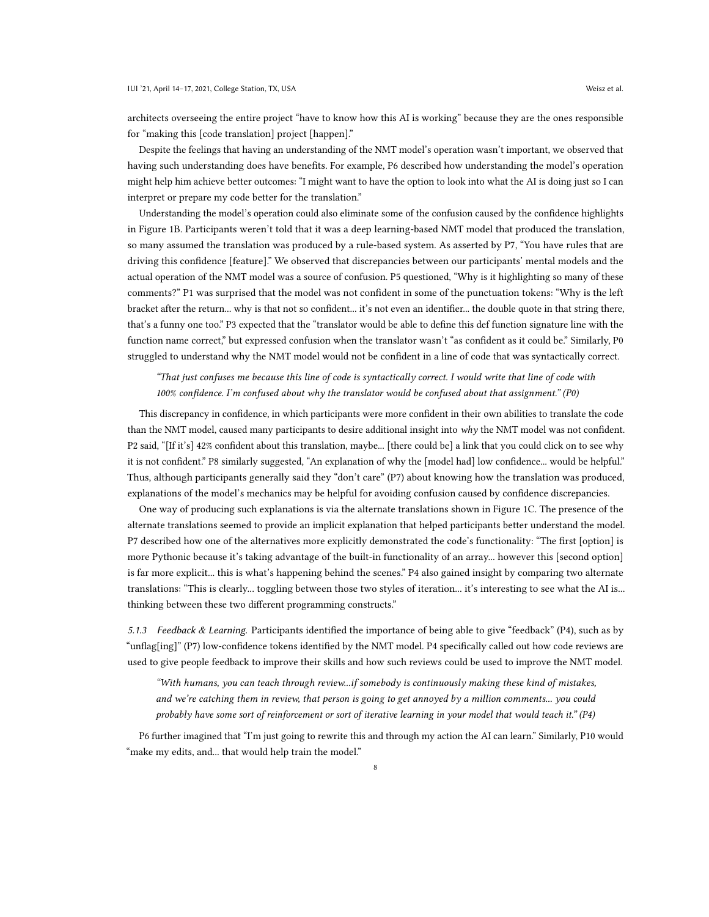architects overseeing the entire project "have to know how this AI is working" because they are the ones responsible for "making this [code translation] project [happen]."

Despite the feelings that having an understanding of the NMT model's operation wasn't important, we observed that having such understanding does have benefits. For example, P6 described how understanding the model's operation might help him achieve better outcomes: "I might want to have the option to look into what the AI is doing just so I can interpret or prepare my code better for the translation."

Understanding the model's operation could also eliminate some of the confusion caused by the confidence highlights in Figure 1B. Participants weren't told that it was a deep learning-based NMT model that produced the translation, so many assumed the translation was produced by a rule-based system. As asserted by P7, "You have rules that are driving this confidence [feature]." We observed that discrepancies between our participants' mental models and the actual operation of the NMT model was a source of confusion. P5 questioned, "Why is it highlighting so many of these comments?" P1 was surprised that the model was not confident in some of the punctuation tokens: "Why is the left bracket after the return... why is that not so confident... it's not even an identifier... the double quote in that string there, that's a funny one too." P3 expected that the "translator would be able to define this def function signature line with the function name correct," but expressed confusion when the translator wasn't "as confident as it could be." Similarly, P0 struggled to understand why the NMT model would not be confident in a line of code that was syntactically correct.

> *"That just confuses me because this line of code is syntactically correct. I would write that line of code with 100% confidence. I'm confused about why the translator would be confused about that assignment." (P0)*

This discrepancy in confidence, in which participants were more confident in their own abilities to translate the code than the NMT model, caused many participants to desire additional insight into *why* the NMT model was not confident. P2 said, "[If it's] 42% confident about this translation, maybe... [there could be] a link that you could click on to see why it is not confident." P8 similarly suggested, "An explanation of why the [model had] low confidence... would be helpful." Thus, although participants generally said they "don't care" (P7) about knowing how the translation was produced, explanations of the model's mechanics may be helpful for avoiding confusion caused by confidence discrepancies.

One way of producing such explanations is via the alternate translations shown in Figure 1C. The presence of the alternate translations seemed to provide an implicit explanation that helped participants better understand the model. P7 described how one of the alternatives more explicitly demonstrated the code's functionality: "The first [option] is more Pythonic because it's taking advantage of the built-in functionality of an array... however this [second option] is far more explicit... this is what's happening behind the scenes." P4 also gained insight by comparing two alternate translations: "This is clearly... toggling between those two styles of iteration... it's interesting to see what the AI is... thinking between these two different programming constructs."

#### 5.1.3 Feedback & Learning.

Participants identified the importance of being able to give "feedback" (P4), such as by "unflag[ing]" (P7) low-confidence tokens identified by the NMT model. P4 specifically called out how code reviews are used to give people feedback to improve their skills and how such reviews could be used to improve the NMT model.

> *"With humans, you can teach through review...if somebody is continuously making these kind of mistakes, and we're catching them in review, that person is going to get annoyed by a million comments... you could probably have some sort of reinforcement or sort of iterative learning in your model that would teach it." (P4)*

P6 further imagined that "I'm just going to rewrite this and through my action the AI can learn." Similarly, P10 would "make my edits, and... that would help train the model."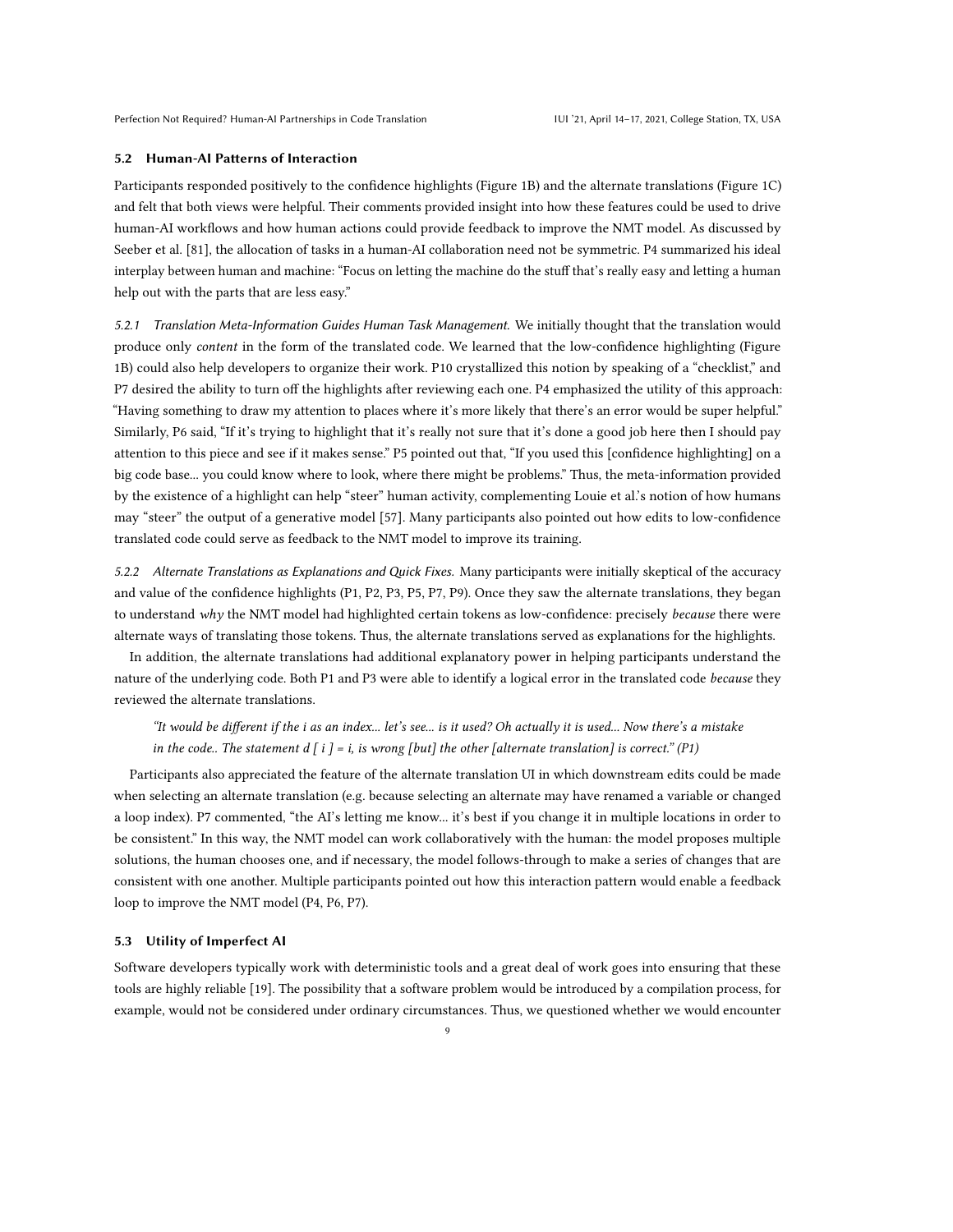### 5.2 Human-AI Patterns of Interaction

Participants responded positively to the confidence highlights (Figure 1B) and the alternate translations (Figure 1C) and felt that both views were helpful. Their comments provided insight into how these features could be used to drive human-AI workflows and how human actions could provide feedback to improve the NMT model. As discussed by Seeber et al. [81], the allocation of tasks in a human-AI collaboration need not be symmetric. P4 summarized his ideal interplay between human and machine: "Focus on letting the machine do the stuff that's really easy and letting a human help out with the parts that are less easy."

*5.2.1 Translation Meta-Information Guides Human Task Management.* We initially thought that the translation would produce only *content* in the form of the translated code. We learned that the low-confidence highlighting (Figure 1B) could also help developers to organize their work. P10 crystallized this notion by speaking of a "checklist," and P7 desired the ability to turn off the highlights after reviewing each one. P4 emphasized the utility of this approach: "Having something to draw my attention to places where it's more likely that there's an error would be super helpful." Similarly, P6 said, "If it's trying to highlight that it's really not sure that it's done a good job here then I should pay attention to this piece and see if it makes sense." P5 pointed out that, "If you used this [confidence highlighting] on a big code base... you could know where to look, where there might be problems." Thus, the meta-information provided by the existence of a highlight can help "steer" human activity, complementing Louie et al.'s notion of how humans may "steer" the output of a generative model [57]. Many participants also pointed out how edits to low-confidence translated code could serve as feedback to the NMT model to improve its training.

*5.2.2 Alternate Translations as Explanations and Quick Fixes.* Many participants were initially skeptical of the accuracy and value of the confidence highlights (P1, P2, P3, P5, P7, P9). Once they saw the alternate translations, they began to understand *why* the NMT model had highlighted certain tokens as low-confidence: precisely *because* there were alternate ways of translating those tokens. Thus, the alternate translations served as explanations for the highlights.

In addition, the alternate translations had additional explanatory power in helping participants understand the nature of the underlying code. Both P1 and P3 were able to identify a logical error in the translated code *because* they reviewed the alternate translations.

> *"It would be different if the i as an index... let's see... is it used? Oh actually it is used... Now there's a mistake in the code.. The statement d [ i ] = i, is wrong [but] the other [alternate translation] is correct." (P1)*

Participants also appreciated the feature of the alternate translation UI in which downstream edits could be made when selecting an alternate translation (e.g. because selecting an alternate may have renamed a variable or changed a loop index). P7 commented, "the AI's letting me know... it's best if you change it in multiple locations in order to be consistent." In this way, the NMT model can work collaboratively with the human: the model proposes multiple solutions, the human chooses one, and if necessary, the model follows-through to make a series of changes that are consistent with one another. Multiple participants pointed out how this interaction pattern would enable a feedback loop to improve the NMT model (P4, P6, P7).

### 5.3 Utility of Imperfect AI

Software developers typically work with deterministic tools and a great deal of work goes into ensuring that these tools are highly reliable [19]. The possibility that a software problem would be introduced by a compilation process, for example, would not be considered under ordinary circumstances. Thus, we questioned whether we would encounter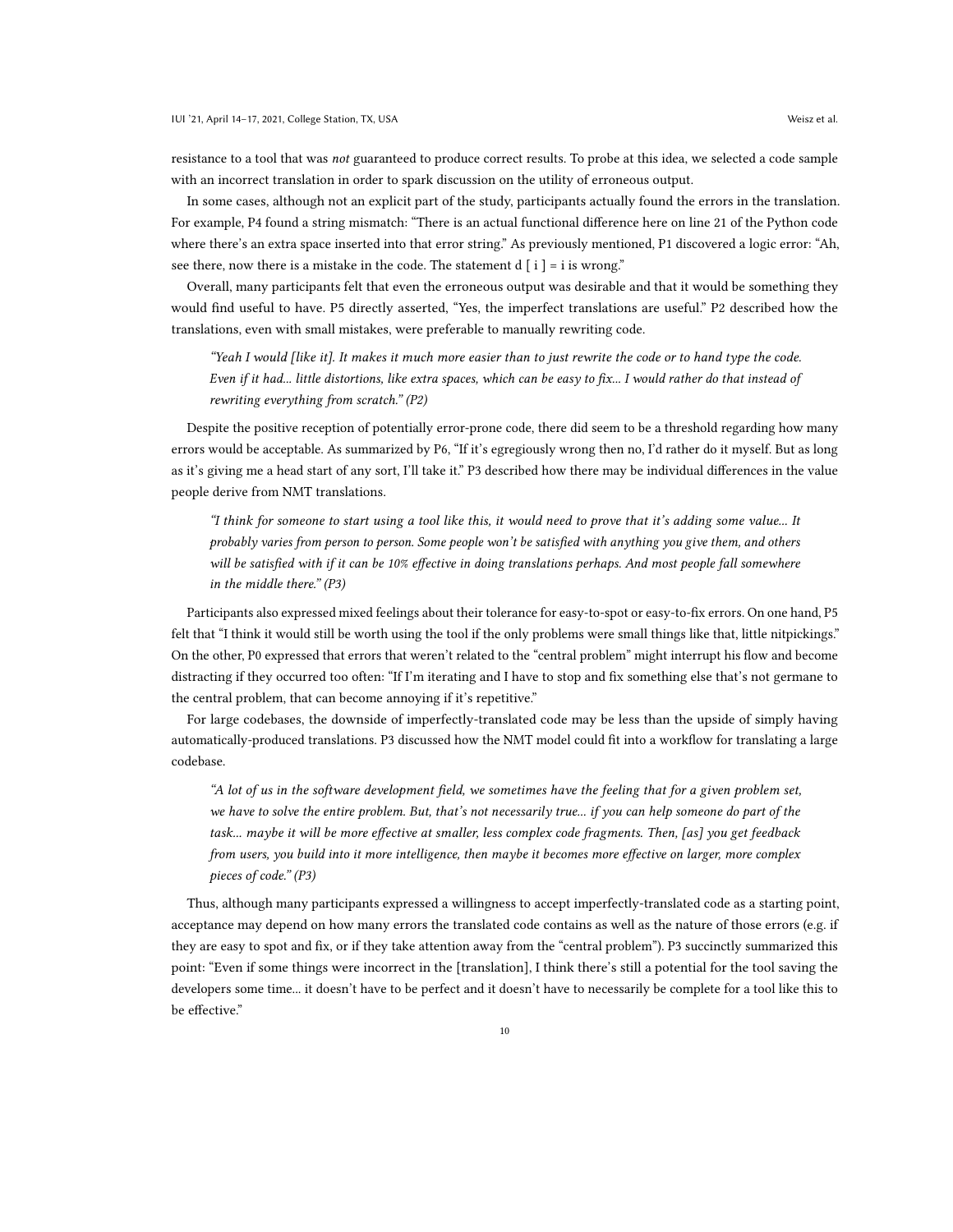resistance to a tool that was *not* guaranteed to produce correct results. To probe at this idea, we selected a code sample with an incorrect translation in order to spark discussion on the utility of erroneous output.

In some cases, although not an explicit part of the study, participants actually found the errors in the translation. For example, P4 found a string mismatch: "There is an actual functional difference here on line 21 of the Python code where there's an extra space inserted into that error string." As previously mentioned, P1 discovered a logic error: "Ah, see there, now there is a mistake in the code. The statement d [ i ] = i is wrong."

Overall, many participants felt that even the erroneous output was desirable and that it would be something they would find useful to have. P5 directly asserted, "Yes, the imperfect translations are useful." P2 described how the translations, even with small mistakes, were preferable to manually rewriting code.

> *"Yeah I would [like it]. It makes it much more easier than to just rewrite the code or to hand type the code. Even if it had... little distortions, like extra spaces, which can be easy to fix... I would rather do that instead of rewriting everything from scratch." (P2)*

Despite the positive reception of potentially error-prone code, there did seem to be a threshold regarding how many errors would be acceptable. As summarized by P6, "If it's egregiously wrong then no, I'd rather do it myself. But as long as it's giving me a head start of any sort, I'll take it." P3 described how there may be individual differences in the value people derive from NMT translations.

> *"I think for someone to start using a tool like this, it would need to prove that it's adding some value... It probably varies from person to person. Some people won't be satisfied with anything you give them, and others will be satisfied with if it can be 10% effective in doing translations perhaps. And most people fall somewhere in the middle there." (P3)*

Participants also expressed mixed feelings about their tolerance for easy-to-spot or easy-to-fix errors. On one hand, P5 felt that "I think it would still be worth using the tool if the only problems were small things like that, little nitpickings." On the other, P0 expressed that errors that weren't related to the "central problem" might interrupt his flow and become distracting if they occurred too often: "If I'm iterating and I have to stop and fix something else that's not germane to the central problem, that can become annoying if it's repetitive."

For large codebases, the downside of imperfectly-translated code may be less than the upside of simply having automatically-produced translations. P3 discussed how the NMT model could fit into a workflow for translating a large codebase.

> *"A lot of us in the software development field, we sometimes have the feeling that for a given problem set, we have to solve the entire problem. But, that's not necessarily true... if you can help someone do part of the task... maybe it will be more effective at smaller, less complex code fragments. Then, [as] you get feedback from users, you build into it more intelligence, then maybe it becomes more effective on larger, more complex pieces of code." (P3)*

Thus, although many participants expressed a willingness to accept imperfectly-translated code as a starting point, acceptance may depend on how many errors the translated code contains as well as the nature of those errors (e.g. if they are easy to spot and fix, or if they take attention away from the "central problem"). P3 succinctly summarized this point: "Even if some things were incorrect in the [translation], I think there's still a potential for the tool saving the developers some time... it doesn't have to be perfect and it doesn't have to necessarily be complete for a tool like this to be effective."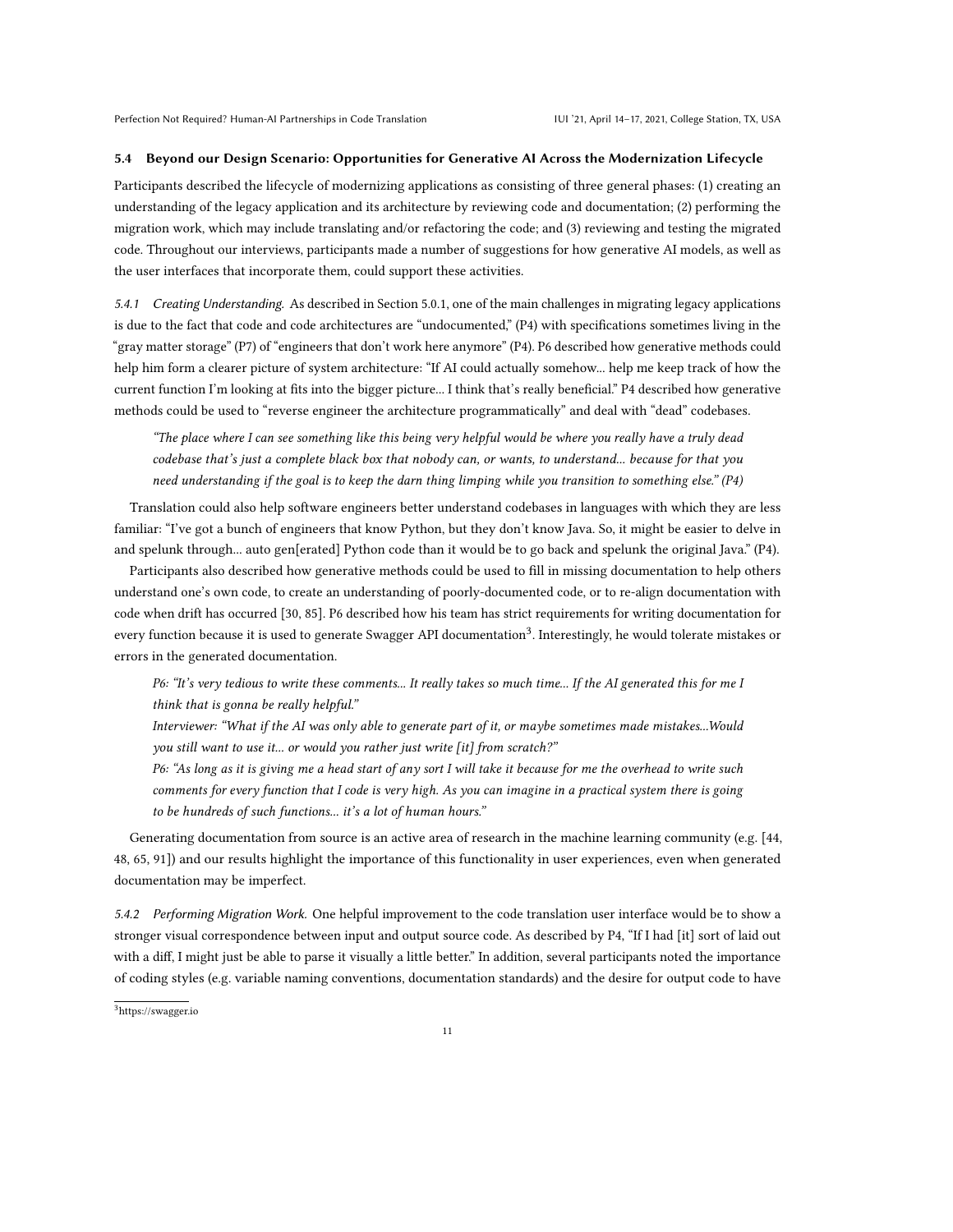### 5.4 Beyond our Design Scenario: Opportunities for Generative AI Across the Modernization Lifecycle

Participants described the lifecycle of modernizing applications as consisting of three general phases: (1) creating an understanding of the legacy application and its architecture by reviewing code and documentation; (2) performing the migration work, which may include translating and/or refactoring the code; and (3) reviewing and testing the migrated code. Throughout our interviews, participants made a number of suggestions for how generative AI models, as well as the user interfaces that incorporate them, could support these activities.

*5.4.1 Creating Understanding.* As described in Section 5.0.1, one of the main challenges in migrating legacy applications is due to the fact that code and code architectures are "undocumented," (P4) with specifications sometimes living in the "gray matter storage" (P7) of "engineers that don't work here anymore" (P4). P6 described how generative methods could help him form a clearer picture of system architecture: "If AI could actually somehow... help me keep track of how the current function I'm looking at fits into the bigger picture... I think that's really beneficial." P4 described how generative methods could be used to "reverse engineer the architecture programmatically" and deal with "dead" codebases.

> *"The place where I can see something like this being very helpful would be where you really have a truly dead codebase that's just a complete black box that nobody can, or wants, to understand... because for that you need understanding if the goal is to keep the darn thing limping while you transition to something else." (P4)*

Translation could also help software engineers better understand codebases in languages with which they are less familiar: "I've got a bunch of engineers that know Python, but they don't know Java. So, it might be easier to delve in and spelunk through... auto gen[erated] Python code than it would be to go back and spelunk the original Java." (P4).

Participants also described how generative methods could be used to fill in missing documentation to help others understand one's own code, to create an understanding of poorly-documented code, or to re-align documentation with code when drift has occurred [30, 85]. P6 described how his team has strict requirements for writing documentation for every function because it is used to generate Swagger API documentation[3]. Interestingly, he would tolerate mistakes or errors in the generated documentation.

> *P6: "It's very tedious to write these comments... It really takes so much time... If the AI generated this for me I think that is gonna be really helpful."*
>
> *Interviewer: "What if the AI was only able to generate part of it, or maybe sometimes made mistakes...Would you still want to use it... or would you rather just write [it] from scratch?"*
>
> *P6: "As long as it is giving me a head start of any sort I will take it because for me the overhead to write such comments for every function that I code is very high. As you can imagine in a practical system there is going to be hundreds of such functions... it's a lot of human hours."*

Generating documentation from source is an active area of research in the machine learning community (e.g. [44, 48, 65, 91]) and our results highlight the importance of this functionality in user experiences, even when generated documentation may be imperfect.

*5.4.2 Performing Migration Work.* One helpful improvement to the code translation user interface would be to show a stronger visual correspondence between input and output source code. As described by P4, "If I had [it] sort of laid out with a diff, I might just be able to parse it visually a little better." In addition, several participants noted the importance of coding styles (e.g. variable naming conventions, documentation standards) and the desire for output code to have

[3]https://swagger.io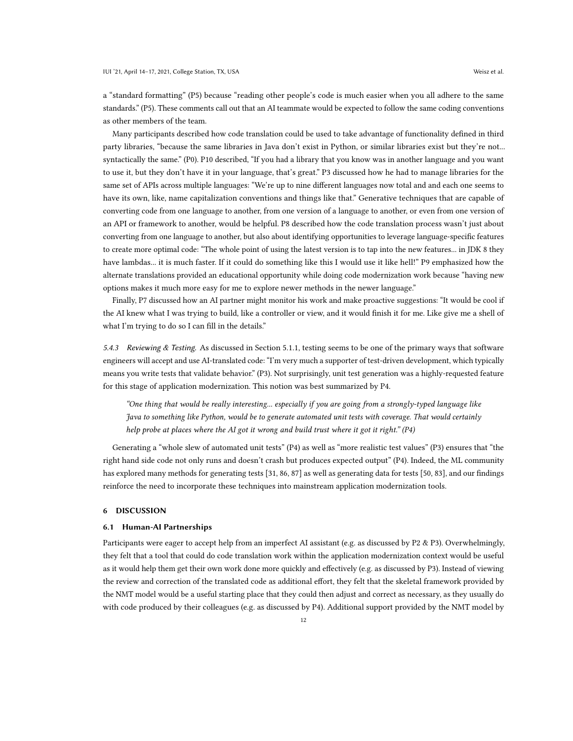a "standard formatting" (P5) because "reading other people's code is much easier when you all adhere to the same standards." (P5). These comments call out that an AI teammate would be expected to follow the same coding conventions as other members of the team.

Many participants described how code translation could be used to take advantage of functionality defined in third party libraries, "because the same libraries in Java don't exist in Python, or similar libraries exist but they're not... syntactically the same." (P0). P10 described, "If you had a library that you know was in another language and you want to use it, but they don't have it in your language, that's great." P3 discussed how he had to manage libraries for the same set of APIs across multiple languages: "We're up to nine different languages now total and and each one seems to have its own, like, name capitalization conventions and things like that." Generative techniques that are capable of converting code from one language to another, from one version of a language to another, or even from one version of an API or framework to another, would be helpful. P8 described how the code translation process wasn't just about converting from one language to another, but also about identifying opportunities to leverage language-specific features to create more optimal code: "The whole point of using the latest version is to tap into the new features... in JDK 8 they have lambdas... it is much faster. If it could do something like this I would use it like hell!" P9 emphasized how the alternate translations provided an educational opportunity while doing code modernization work because "having new options makes it much more easy for me to explore newer methods in the newer language."

Finally, P7 discussed how an AI partner might monitor his work and make proactive suggestions: "It would be cool if the AI knew what I was trying to build, like a controller or view, and it would finish it for me. Like give me a shell of what I'm trying to do so I can fill in the details."

*5.4.3 Reviewing & Testing.* As discussed in Section 5.1.1, testing seems to be one of the primary ways that software engineers will accept and use AI-translated code: "I'm very much a supporter of test-driven development, which typically means you write tests that validate behavior." (P3). Not surprisingly, unit test generation was a highly-requested feature for this stage of application modernization. This notion was best summarized by P4.

> *"One thing that would be really interesting... especially if you are going from a strongly-typed language like Java to something like Python, would be to generate automated unit tests with coverage. That would certainly help probe at places where the AI got it wrong and build trust where it got it right." (P4)*

Generating a "whole slew of automated unit tests" (P4) as well as "more realistic test values" (P3) ensures that "the right hand side code not only runs and doesn't crash but produces expected output" (P4). Indeed, the ML community has explored many methods for generating tests [31, 86, 87] as well as generating data for tests [50, 83], and our findings reinforce the need to incorporate these techniques into mainstream application modernization tools.

## 6 DISCUSSION

### 6.1 Human-AI Partnerships

Participants were eager to accept help from an imperfect AI assistant (e.g. as discussed by P2 & P3). Overwhelmingly, they felt that a tool that could do code translation work within the application modernization context would be useful as it would help them get their own work done more quickly and effectively (e.g. as discussed by P3). Instead of viewing the review and correction of the translated code as additional effort, they felt that the skeletal framework provided by the NMT model would be a useful starting place that they could then adjust and correct as necessary, as they usually do with code produced by their colleagues (e.g. as discussed by P4). Additional support provided by the NMT model by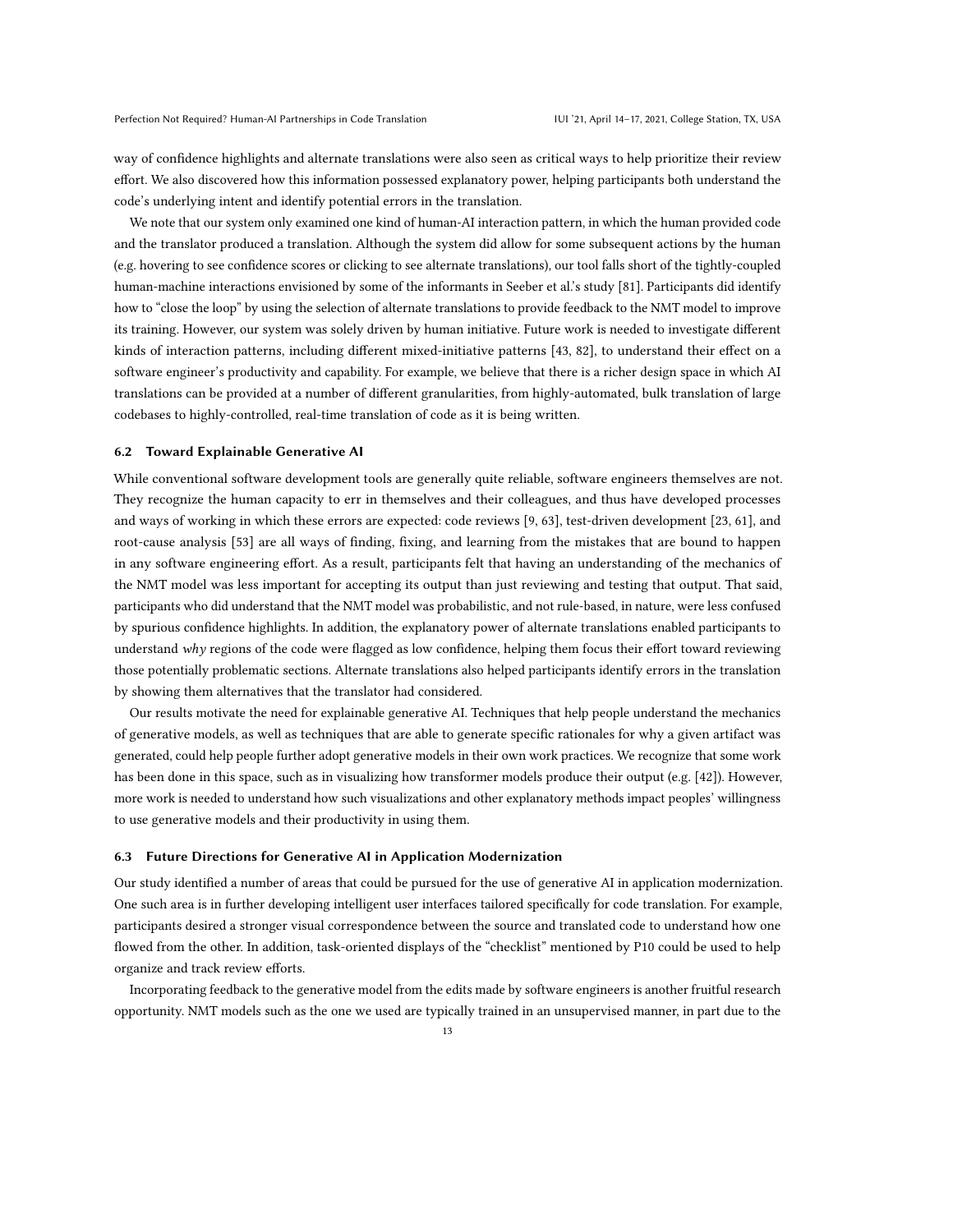way of confidence highlights and alternate translations were also seen as critical ways to help prioritize their review effort. We also discovered how this information possessed explanatory power, helping participants both understand the code's underlying intent and identify potential errors in the translation.

We note that our system only examined one kind of human-AI interaction pattern, in which the human provided code and the translator produced a translation. Although the system did allow for some subsequent actions by the human (e.g. hovering to see confidence scores or clicking to see alternate translations), our tool falls short of the tightly-coupled human-machine interactions envisioned by some of the informants in Seeber et al.'s study [81]. Participants did identify how to "close the loop" by using the selection of alternate translations to provide feedback to the NMT model to improve its training. However, our system was solely driven by human initiative. Future work is needed to investigate different kinds of interaction patterns, including different mixed-initiative patterns [43, 82], to understand their effect on a software engineer's productivity and capability. For example, we believe that there is a richer design space in which AI translations can be provided at a number of different granularities, from highly-automated, bulk translation of large codebases to highly-controlled, real-time translation of code as it is being written.

### 6.2 Toward Explainable Generative AI

While conventional software development tools are generally quite reliable, software engineers themselves are not. They recognize the human capacity to err in themselves and their colleagues, and thus have developed processes and ways of working in which these errors are expected: code reviews [9, 63], test-driven development [23, 61], and root-cause analysis [53] are all ways of finding, fixing, and learning from the mistakes that are bound to happen in any software engineering effort. As a result, participants felt that having an understanding of the mechanics of the NMT model was less important for accepting its output than just reviewing and testing that output. That said, participants who did understand that the NMT model was probabilistic, and not rule-based, in nature, were less confused by spurious confidence highlights. In addition, the explanatory power of alternate translations enabled participants to understand *why* regions of the code were flagged as low confidence, helping them focus their effort toward reviewing those potentially problematic sections. Alternate translations also helped participants identify errors in the translation by showing them alternatives that the translator had considered.

Our results motivate the need for explainable generative AI. Techniques that help people understand the mechanics of generative models, as well as techniques that are able to generate specific rationales for why a given artifact was generated, could help people further adopt generative models in their own work practices. We recognize that some work has been done in this space, such as in visualizing how transformer models produce their output (e.g. [42]). However, more work is needed to understand how such visualizations and other explanatory methods impact peoples' willingness to use generative models and their productivity in using them.

### 6.3 Future Directions for Generative AI in Application Modernization

Our study identified a number of areas that could be pursued for the use of generative AI in application modernization. One such area is in further developing intelligent user interfaces tailored specifically for code translation. For example, participants desired a stronger visual correspondence between the source and translated code to understand how one flowed from the other. In addition, task-oriented displays of the "checklist" mentioned by P10 could be used to help organize and track review efforts.

Incorporating feedback to the generative model from the edits made by software engineers is another fruitful research opportunity. NMT models such as the one we used are typically trained in an unsupervised manner, in part due to the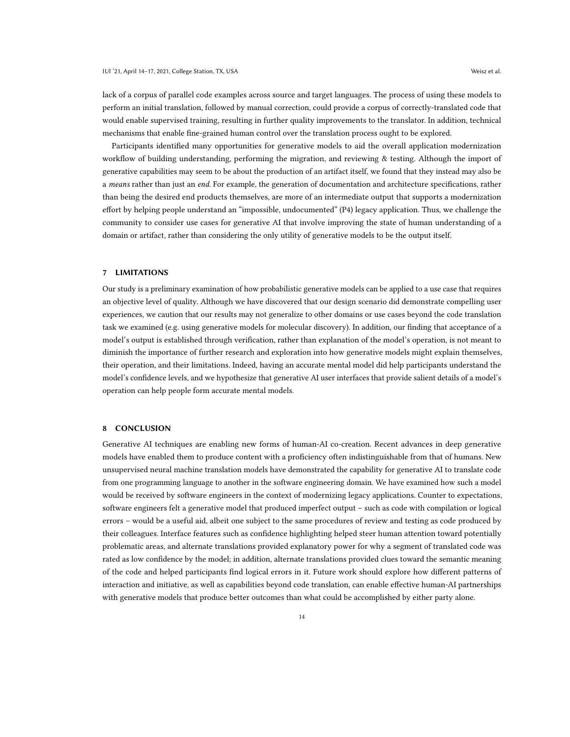lack of a corpus of parallel code examples across source and target languages. The process of using these models to perform an initial translation, followed by manual correction, could provide a corpus of correctly-translated code that would enable supervised training, resulting in further quality improvements to the translator. In addition, technical mechanisms that enable fine-grained human control over the translation process ought to be explored.

Participants identified many opportunities for generative models to aid the overall application modernization workflow of building understanding, performing the migration, and reviewing & testing. Although the import of generative capabilities may seem to be about the production of an artifact itself, we found that they instead may also be a *means* rather than just an *end*. For example, the generation of documentation and architecture specifications, rather than being the desired end products themselves, are more of an intermediate output that supports a modernization effort by helping people understand an "impossible, undocumented" (P4) legacy application. Thus, we challenge the community to consider use cases for generative AI that involve improving the state of human understanding of a domain or artifact, rather than considering the only utility of generative models to be the output itself.

## 7 LIMITATIONS

Our study is a preliminary examination of how probabilistic generative models can be applied to a use case that requires an objective level of quality. Although we have discovered that our design scenario did demonstrate compelling user experiences, we caution that our results may not generalize to other domains or use cases beyond the code translation task we examined (e.g. using generative models for molecular discovery). In addition, our finding that acceptance of a model's output is established through verification, rather than explanation of the model's operation, is not meant to diminish the importance of further research and exploration into how generative models might explain themselves, their operation, and their limitations. Indeed, having an accurate mental model did help participants understand the model's confidence levels, and we hypothesize that generative AI user interfaces that provide salient details of a model's operation can help people form accurate mental models.

## 8 CONCLUSION

Generative AI techniques are enabling new forms of human-AI co-creation. Recent advances in deep generative models have enabled them to produce content with a proficiency often indistinguishable from that of humans. New unsupervised neural machine translation models have demonstrated the capability for generative AI to translate code from one programming language to another in the software engineering domain. We have examined how such a model would be received by software engineers in the context of modernizing legacy applications. Counter to expectations, software engineers felt a generative model that produced imperfect output – such as code with compilation or logical errors – would be a useful aid, albeit one subject to the same procedures of review and testing as code produced by their colleagues. Interface features such as confidence highlighting helped steer human attention toward potentially problematic areas, and alternate translations provided explanatory power for why a segment of translated code was rated as low confidence by the model; in addition, alternate translations provided clues toward the semantic meaning of the code and helped participants find logical errors in it. Future work should explore how different patterns of interaction and initiative, as well as capabilities beyond code translation, can enable effective human-AI partnerships with generative models that produce better outcomes than what could be accomplished by either party alone.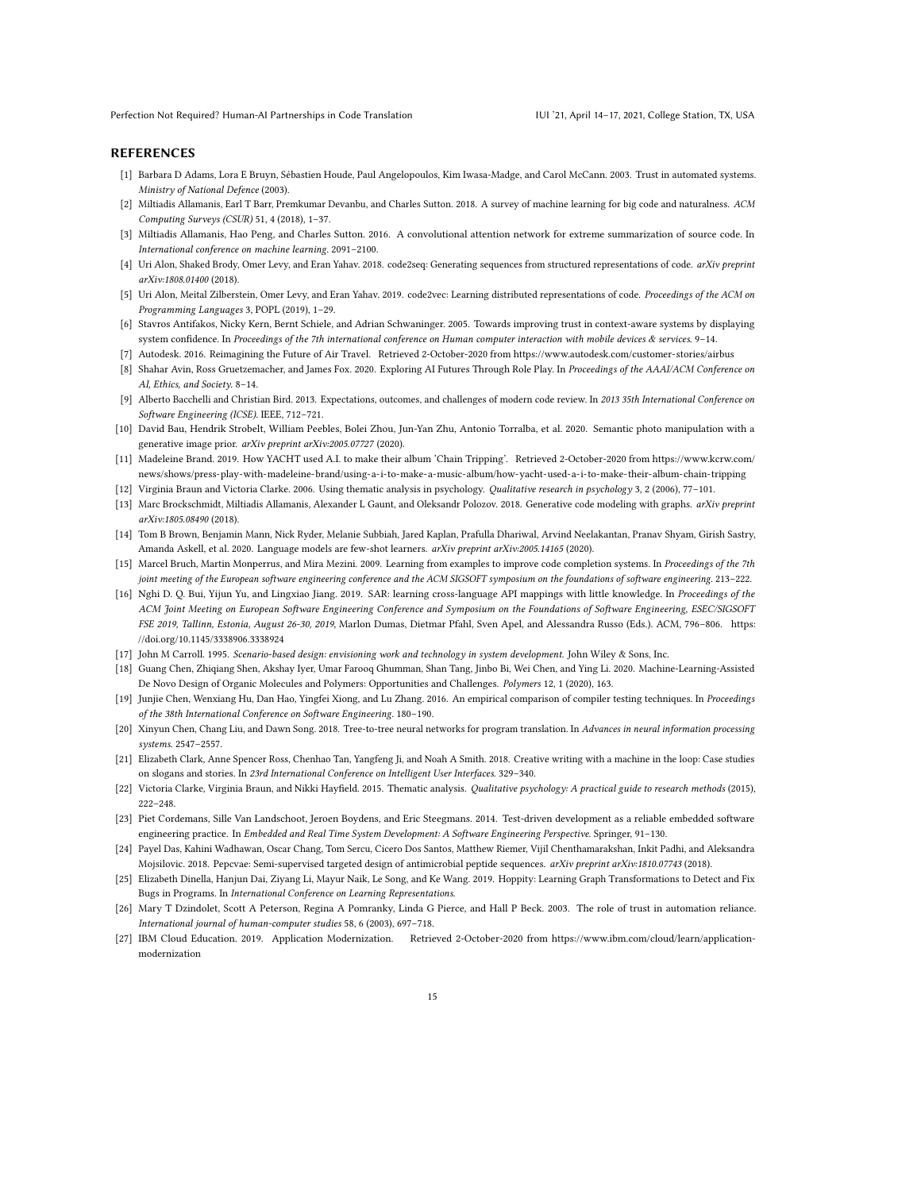## REFERENCES

[1] Barbara D Adams, Lora E Bruyn, Sébastien Houde, Paul Angelopoulos, Kim Iwasa-Madge, and Carol McCann. 2003. Trust in automated systems. *Ministry of National Defence* (2003).

[2] Miltiadis Allamanis, Earl T Barr, Premkumar Devanbu, and Charles Sutton. 2018. A survey of machine learning for big code and naturalness. *ACM Computing Surveys (CSUR)* 51, 4 (2018), 1–37.

[3] Miltiadis Allamanis, Hao Peng, and Charles Sutton. 2016. A convolutional attention network for extreme summarization of source code. In *International conference on machine learning*. 2091–2100.

[4] Uri Alon, Shaked Brody, Omer Levy, and Eran Yahav. 2018. code2seq: Generating sequences from structured representations of code. *arXiv preprint arXiv:1808.01400* (2018).

[5] Uri Alon, Meital Zilberstein, Omer Levy, and Eran Yahav. 2019. code2vec: Learning distributed representations of code. *Proceedings of the ACM on Programming Languages* 3, POPL (2019), 1–29.

[6] Stavros Antifakos, Nicky Kern, Bernt Schiele, and Adrian Schwaninger. 2005. Towards improving trust in context-aware systems by displaying system confidence. In *Proceedings of the 7th international conference on Human computer interaction with mobile devices & services*. 9–14.

[7] Autodesk. 2016. Reimagining the Future of Air Travel. Retrieved 2-October-2020 from https://www.autodesk.com/customer-stories/airbus

[8] Shahar Avin, Ross Gruetzemacher, and James Fox. 2020. Exploring AI Futures Through Role Play. In *Proceedings of the AAAI/ACM Conference on AI, Ethics, and Society*. 8–14.

[9] Alberto Bacchelli and Christian Bird. 2013. Expectations, outcomes, and challenges of modern code review. In *2013 35th International Conference on Software Engineering (ICSE)*. IEEE, 712–721.

[10] David Bau, Hendrik Strobelt, William Peebles, Bolei Zhou, Jun-Yan Zhu, Antonio Torralba, et al. 2020. Semantic photo manipulation with a generative image prior. *arXiv preprint arXiv:2005.07727* (2020).

[11] Madeleine Brand. 2019. How YACHT used A.I. to make their album 'Chain Tripping'. Retrieved 2-October-2020 from https://www.kcrw.com/news/shows/press-play-with-madeleine-brand/using-a-i-to-make-a-music-album/how-yacht-used-a-i-to-make-their-album-chain-tripping

[12] Virginia Braun and Victoria Clarke. 2006. Using thematic analysis in psychology. *Qualitative research in psychology* 3, 2 (2006), 77–101.

[13] Marc Brockschmidt, Miltiadis Allamanis, Alexander L Gaunt, and Oleksandr Polozov. 2018. Generative code modeling with graphs. *arXiv preprint arXiv:1805.08490* (2018).

[14] Tom B Brown, Benjamin Mann, Nick Ryder, Melanie Subbiah, Jared Kaplan, Prafulla Dhariwal, Arvind Neelakantan, Pranav Shyam, Girish Sastry, Amanda Askell, et al. 2020. Language models are few-shot learners. *arXiv preprint arXiv:2005.14165* (2020).

[15] Marcel Bruch, Martin Monperrus, and Mira Mezini. 2009. Learning from examples to improve code completion systems. In *Proceedings of the 7th joint meeting of the European software engineering conference and the ACM SIGSOFT symposium on the foundations of software engineering*. 213–222.

[16] Nghi D. Q. Bui, Yijun Yu, and Lingxiao Jiang. 2019. SAR: learning cross-language API mappings with little knowledge. In *Proceedings of the ACM Joint Meeting on European Software Engineering Conference and Symposium on the Foundations of Software Engineering, ESEC/SIGSOFT FSE 2019, Tallinn, Estonia, August 26-30, 2019*, Marlon Dumas, Dietmar Pfahl, Sven Apel, and Alessandra Russo (Eds.). ACM, 796–806. https://doi.org/10.1145/3338906.3338924

[17] John M Carroll. 1995. *Scenario-based design: envisioning work and technology in system development.* John Wiley & Sons, Inc.

[18] Guang Chen, Zhiqiang Shen, Akshay Iyer, Umar Farooq Ghumman, Shan Tang, Jinbo Bi, Wei Chen, and Ying Li. 2020. Machine-Learning-Assisted De Novo Design of Organic Molecules and Polymers: Opportunities and Challenges. *Polymers* 12, 1 (2020), 163.

[19] Junjie Chen, Wenxiang Hu, Dan Hao, Yingfei Xiong, and Lu Zhang. 2016. An empirical comparison of compiler testing techniques. In *Proceedings of the 38th International Conference on Software Engineering*. 180–190.

[20] Xinyun Chen, Chang Liu, and Dawn Song. 2018. Tree-to-tree neural networks for program translation. In *Advances in neural information processing systems*. 2547–2557.

[21] Elizabeth Clark, Anne Spencer Ross, Chenhao Tan, Yangfeng Ji, and Noah A Smith. 2018. Creative writing with a machine in the loop: Case studies on slogans and stories. In *23rd International Conference on Intelligent User Interfaces*. 329–340.

[22] Victoria Clarke, Virginia Braun, and Nikki Hayfield. 2015. Thematic analysis. *Qualitative psychology: A practical guide to research methods* (2015), 222–248.

[23] Piet Cordemans, Sille Van Landschoot, Jeroen Boydens, and Eric Steegmans. 2014. Test-driven development as a reliable embedded software engineering practice. In *Embedded and Real Time System Development: A Software Engineering Perspective*. Springer, 91–130.

[24] Payel Das, Kahini Wadhawan, Oscar Chang, Tom Sercu, Cicero Dos Santos, Matthew Riemer, Vijil Chenthamarakshan, Inkit Padhi, and Aleksandra Mojsilovic. 2018. Pepcvae: Semi-supervised targeted design of antimicrobial peptide sequences. *arXiv preprint arXiv:1810.07743* (2018).

[25] Elizabeth Dinella, Hanjun Dai, Ziyang Li, Mayur Naik, Le Song, and Ke Wang. 2019. Hoppity: Learning Graph Transformations to Detect and Fix Bugs in Programs. In *International Conference on Learning Representations*.

[26] Mary T Dzindolet, Scott A Peterson, Regina A Pomranky, Linda G Pierce, and Hall P Beck. 2003. The role of trust in automation reliance. *International journal of human-computer studies* 58, 6 (2003), 697–718.

[27] IBM Cloud Education. 2019. Application Modernization. Retrieved 2-October-2020 from https://www.ibm.com/cloud/learn/application-modernization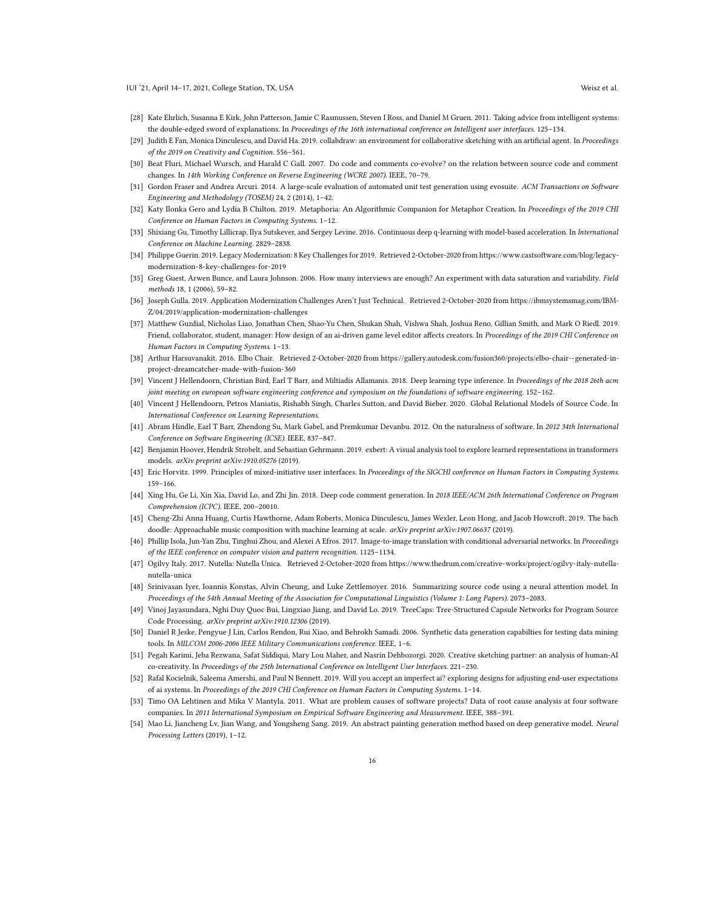[28] Kate Ehrlich, Susanna E Kirk, John Patterson, Jamie C Rasmussen, Steven I Ross, and Daniel M Gruen. 2011. Taking advice from intelligent systems: the double-edged sword of explanations. In *Proceedings of the 16th international conference on Intelligent user interfaces*. 125–134.

[29] Judith E Fan, Monica Dinculescu, and David Ha. 2019. collabdraw: an environment for collaborative sketching with an artificial agent. In *Proceedings of the 2019 on Creativity and Cognition*. 556–561.

[30] Beat Fluri, Michael Wursch, and Harald C Gall. 2007. Do code and comments co-evolve? on the relation between source code and comment changes. In *14th Working Conference on Reverse Engineering (WCRE 2007)*. IEEE, 70–79.

[31] Gordon Fraser and Andrea Arcuri. 2014. A large-scale evaluation of automated unit test generation using evosuite. *ACM Transactions on Software Engineering and Methodology (TOSEM)* 24, 2 (2014), 1–42.

[32] Katy Ilonka Gero and Lydia B Chilton. 2019. Metaphoria: An Algorithmic Companion for Metaphor Creation. In *Proceedings of the 2019 CHI Conference on Human Factors in Computing Systems*. 1–12.

[33] Shixiang Gu, Timothy Lillicrap, Ilya Sutskever, and Sergey Levine. 2016. Continuous deep q-learning with model-based acceleration. In *International Conference on Machine Learning*. 2829–2838.

[34] Philippe Guerin. 2019. Legacy Modernization: 8 Key Challenges for 2019. Retrieved 2-October-2020 from https://www.castsoftware.com/blog/legacy-modernization-8-key-challenges-for-2019

[35] Greg Guest, Arwen Bunce, and Laura Johnson. 2006. How many interviews are enough? An experiment with data saturation and variability. *Field methods* 18, 1 (2006), 59–82.

[36] Joseph Gulla. 2019. Application Modernization Challenges Aren't Just Technical. Retrieved 2-October-2020 from https://ibmsystemsmag.com/IBM-Z/04/2019/application-modernization-challenges

[37] Matthew Guzdial, Nicholas Liao, Jonathan Chen, Shao-Yu Chen, Shukan Shah, Vishwa Shah, Joshua Reno, Gillian Smith, and Mark O Riedl. 2019. Friend, collaborator, student, manager: How design of an ai-driven game level editor affects creators. In *Proceedings of the 2019 CHI Conference on Human Factors in Computing Systems*. 1–13.

[38] Arthur Harsuvanakit. 2016. Elbo Chair. Retrieved 2-October-2020 from https://gallery.autodesk.com/fusion360/projects/elbo-chair--generated-in-project-dreamcatcher-made-with-fusion-360

[39] Vincent J Hellendoorn, Christian Bird, Earl T Barr, and Miltiadis Allamanis. 2018. Deep learning type inference. In *Proceedings of the 2018 26th acm joint meeting on european software engineering conference and symposium on the foundations of software engineering*. 152–162.

[40] Vincent J Hellendoorn, Petros Maniatis, Rishabh Singh, Charles Sutton, and David Bieber. 2020. Global Relational Models of Source Code. In *International Conference on Learning Representations*.

[41] Abram Hindle, Earl T Barr, Zhendong Su, Mark Gabel, and Premkumar Devanbu. 2012. On the naturalness of software. In *2012 34th International Conference on Software Engineering (ICSE)*. IEEE, 837–847.

[42] Benjamin Hoover, Hendrik Strobelt, and Sebastian Gehrmann. 2019. exbert: A visual analysis tool to explore learned representations in transformers models. *arXiv preprint arXiv:1910.05276* (2019).

[43] Eric Horvitz. 1999. Principles of mixed-initiative user interfaces. In *Proceedings of the SIGCHI conference on Human Factors in Computing Systems*. 159–166.

[44] Xing Hu, Ge Li, Xin Xia, David Lo, and Zhi Jin. 2018. Deep code comment generation. In *2018 IEEE/ACM 26th International Conference on Program Comprehension (ICPC)*. IEEE, 200–20010.

[45] Cheng-Zhi Anna Huang, Curtis Hawthorne, Adam Roberts, Monica Dinculescu, James Wexler, Leon Hong, and Jacob Howcroft. 2019. The bach doodle: Approachable music composition with machine learning at scale. *arXiv preprint arXiv:1907.06637* (2019).

[46] Phillip Isola, Jun-Yan Zhu, Tinghui Zhou, and Alexei A Efros. 2017. Image-to-image translation with conditional adversarial networks. In *Proceedings of the IEEE conference on computer vision and pattern recognition*. 1125–1134.

[47] Ogilvy Italy. 2017. Nutella: Nutella Unica. Retrieved 2-October-2020 from https://www.thedrum.com/creative-works/project/ogilvy-italy-nutella-nutella-unica

[48] Srinivasan Iyer, Ioannis Konstas, Alvin Cheung, and Luke Zettlemoyer. 2016. Summarizing source code using a neural attention model. In *Proceedings of the 54th Annual Meeting of the Association for Computational Linguistics (Volume 1: Long Papers)*. 2073–2083.

[49] Vinoj Jayasundara, Nghi Duy Quoc Bui, Lingxiao Jiang, and David Lo. 2019. TreeCaps: Tree-Structured Capsule Networks for Program Source Code Processing. *arXiv preprint arXiv:1910.12306* (2019).

[50] Daniel R Jeske, Pengyue J Lin, Carlos Rendon, Rui Xiao, and Behrokh Samadi. 2006. Synthetic data generation capabilties for testing data mining tools. In *MILCOM 2006-2006 IEEE Military Communications conference*. IEEE, 1–6.

[51] Pegah Karimi, Jeba Rezwana, Safat Siddiqui, Mary Lou Maher, and Nasrin Dehbozorgi. 2020. Creative sketching partner: an analysis of human-AI co-creativity. In *Proceedings of the 25th International Conference on Intelligent User Interfaces*. 221–230.

[52] Rafal Kocielnik, Saleema Amershi, and Paul N Bennett. 2019. Will you accept an imperfect ai? exploring designs for adjusting end-user expectations of ai systems. In *Proceedings of the 2019 CHI Conference on Human Factors in Computing Systems*. 1–14.

[53] Timo OA Lehtinen and Mika V Mantyla. 2011. What are problem causes of software projects? Data of root cause analysis at four software companies. In *2011 International Symposium on Empirical Software Engineering and Measurement*. IEEE, 388–391.

[54] Mao Li, Jiancheng Lv, Jian Wang, and Yongsheng Sang. 2019. An abstract painting generation method based on deep generative model. *Neural Processing Letters* (2019), 1–12.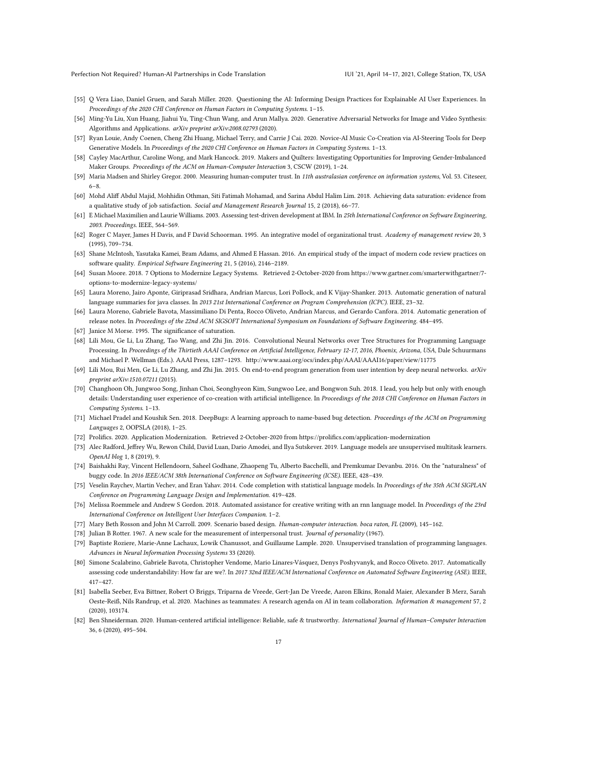[55] Q Vera Liao, Daniel Gruen, and Sarah Miller. 2020. Questioning the AI: Informing Design Practices for Explainable AI User Experiences. In *Proceedings of the 2020 CHI Conference on Human Factors in Computing Systems*. 1–15.

[56] Ming-Yu Liu, Xun Huang, Jiahui Yu, Ting-Chun Wang, and Arun Mallya. 2020. Generative Adversarial Networks for Image and Video Synthesis: Algorithms and Applications. *arXiv preprint arXiv:2008.02793* (2020).

[57] Ryan Louie, Andy Coenen, Cheng Zhi Huang, Michael Terry, and Carrie J Cai. 2020. Novice-AI Music Co-Creation via AI-Steering Tools for Deep Generative Models. In *Proceedings of the 2020 CHI Conference on Human Factors in Computing Systems*. 1–13.

[58] Cayley MacArthur, Caroline Wong, and Mark Hancock. 2019. Makers and Quilters: Investigating Opportunities for Improving Gender-Imbalanced Maker Groups. *Proceedings of the ACM on Human-Computer Interaction* 3, CSCW (2019), 1–24.

[59] Maria Madsen and Shirley Gregor. 2000. Measuring human-computer trust. In *11th australasian conference on information systems*, Vol. 53. Citeseer, 6–8.

[60] Mohd Aliff Abdul Majid, Mohhidin Othman, Siti Fatimah Mohamad, and Sarina Abdul Halim Lim. 2018. Achieving data saturation: evidence from a qualitative study of job satisfaction. *Social and Management Research Journal* 15, 2 (2018), 66–77.

[61] E Michael Maximilien and Laurie Williams. 2003. Assessing test-driven development at IBM. In *25th International Conference on Software Engineering, 2003. Proceedings.* IEEE, 564–569.

[62] Roger C Mayer, James H Davis, and F David Schoorman. 1995. An integrative model of organizational trust. *Academy of management review* 20, 3 (1995), 709–734.

[63] Shane McIntosh, Yasutaka Kamei, Bram Adams, and Ahmed E Hassan. 2016. An empirical study of the impact of modern code review practices on software quality. *Empirical Software Engineering* 21, 5 (2016), 2146–2189.

[64] Susan Moore. 2018. 7 Options to Modernize Legacy Systems. Retrieved 2-October-2020 from https://www.gartner.com/smarterwithgartner/7-options-to-modernize-legacy-systems/

[65] Laura Moreno, Jairo Aponte, Giriprasad Sridhara, Andrian Marcus, Lori Pollock, and K Vijay-Shanker. 2013. Automatic generation of natural language summaries for java classes. In *2013 21st International Conference on Program Comprehension (ICPC)*. IEEE, 23–32.

[66] Laura Moreno, Gabriele Bavota, Massimiliano Di Penta, Rocco Oliveto, Andrian Marcus, and Gerardo Canfora. 2014. Automatic generation of release notes. In *Proceedings of the 22nd ACM SIGSOFT International Symposium on Foundations of Software Engineering*. 484–495.

[67] Janice M Morse. 1995. The significance of saturation.

[68] Lili Mou, Ge Li, Lu Zhang, Tao Wang, and Zhi Jin. 2016. Convolutional Neural Networks over Tree Structures for Programming Language Processing. In *Proceedings of the Thirtieth AAAI Conference on Artificial Intelligence, February 12-17, 2016, Phoenix, Arizona, USA*, Dale Schuurmans and Michael P. Wellman (Eds.). AAAI Press, 1287–1293. http://www.aaai.org/ocs/index.php/AAAI/AAAI16/paper/view/11775

[69] Lili Mou, Rui Men, Ge Li, Lu Zhang, and Zhi Jin. 2015. On end-to-end program generation from user intention by deep neural networks. *arXiv preprint arXiv:1510.07211* (2015).

[70] Changhoon Oh, Jungwoo Song, Jinhan Choi, Seonghyeon Kim, Sungwoo Lee, and Bongwon Suh. 2018. I lead, you help but only with enough details: Understanding user experience of co-creation with artificial intelligence. In *Proceedings of the 2018 CHI Conference on Human Factors in Computing Systems*. 1–13.

[71] Michael Pradel and Koushik Sen. 2018. DeepBugs: A learning approach to name-based bug detection. *Proceedings of the ACM on Programming Languages* 2, OOPSLA (2018), 1–25.

[72] Prolifics. 2020. Application Modernization. Retrieved 2-October-2020 from https://prolifics.com/application-modernization

[73] Alec Radford, Jeffrey Wu, Rewon Child, David Luan, Dario Amodei, and Ilya Sutskever. 2019. Language models are unsupervised multitask learners. *OpenAI blog* 1, 8 (2019), 9.

[74] Baishakhi Ray, Vincent Hellendoorn, Saheel Godhane, Zhaopeng Tu, Alberto Bacchelli, and Premkumar Devanbu. 2016. On the "naturalness" of buggy code. In *2016 IEEE/ACM 38th International Conference on Software Engineering (ICSE)*. IEEE, 428–439.

[75] Veselin Raychev, Martin Vechev, and Eran Yahav. 2014. Code completion with statistical language models. In *Proceedings of the 35th ACM SIGPLAN Conference on Programming Language Design and Implementation*. 419–428.

[76] Melissa Roemmele and Andrew S Gordon. 2018. Automated assistance for creative writing with an rnn language model. In *Proceedings of the 23rd International Conference on Intelligent User Interfaces Companion*. 1–2.

[77] Mary Beth Rosson and John M Carroll. 2009. Scenario based design. *Human-computer interaction. boca raton, FL* (2009), 145–162.

[78] Julian B Rotter. 1967. A new scale for the measurement of interpersonal trust. *Journal of personality* (1967).

[79] Baptiste Roziere, Marie-Anne Lachaux, Lowik Chanussot, and Guillaume Lample. 2020. Unsupervised translation of programming languages. *Advances in Neural Information Processing Systems* 33 (2020).

[80] Simone Scalabrino, Gabriele Bavota, Christopher Vendome, Mario Linares-Vásquez, Denys Poshyvanyk, and Rocco Oliveto. 2017. Automatically assessing code understandability: How far are we?. In *2017 32nd IEEE/ACM International Conference on Automated Software Engineering (ASE)*. IEEE, 417–427.

[81] Isabella Seeber, Eva Bittner, Robert O Briggs, Triparna de Vreede, Gert-Jan De Vreede, Aaron Elkins, Ronald Maier, Alexander B Merz, Sarah Oeste-Reiß, Nils Randrup, et al. 2020. Machines as teammates: A research agenda on AI in team collaboration. *Information & management* 57, 2 (2020), 103174.

[82] Ben Shneiderman. 2020. Human-centered artificial intelligence: Reliable, safe & trustworthy. *International Journal of Human–Computer Interaction* 36, 6 (2020), 495–504.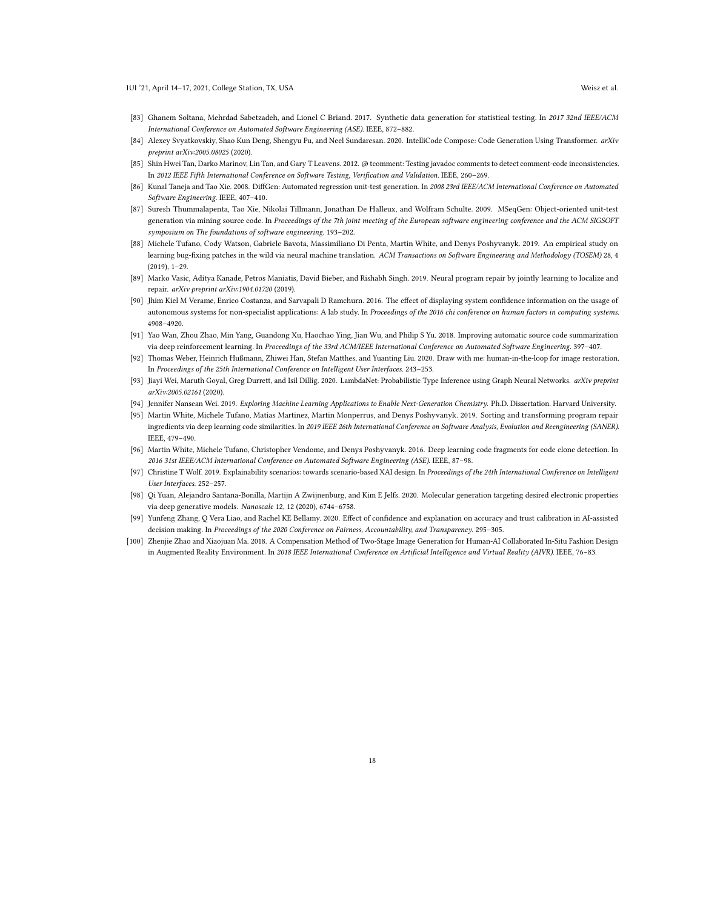[83] Ghanem Soltana, Mehrdad Sabetzadeh, and Lionel C Briand. 2017. Synthetic data generation for statistical testing. In *2017 32nd IEEE/ACM International Conference on Automated Software Engineering (ASE)*. IEEE, 872–882.

[84] Alexey Svyatkovskiy, Shao Kun Deng, Shengyu Fu, and Neel Sundaresan. 2020. IntelliCode Compose: Code Generation Using Transformer. *arXiv preprint arXiv:2005.08025* (2020).

[85] Shin Hwei Tan, Darko Marinov, Lin Tan, and Gary T Leavens. 2012. @ tcomment: Testing javadoc comments to detect comment-code inconsistencies. In *2012 IEEE Fifth International Conference on Software Testing, Verification and Validation*. IEEE, 260–269.

[86] Kunal Taneja and Tao Xie. 2008. DiffGen: Automated regression unit-test generation. In *2008 23rd IEEE/ACM International Conference on Automated Software Engineering*. IEEE, 407–410.

[87] Suresh Thummalapenta, Tao Xie, Nikolai Tillmann, Jonathan De Halleux, and Wolfram Schulte. 2009. MSeqGen: Object-oriented unit-test generation via mining source code. In *Proceedings of the 7th joint meeting of the European software engineering conference and the ACM SIGSOFT symposium on The foundations of software engineering*. 193–202.

[88] Michele Tufano, Cody Watson, Gabriele Bavota, Massimiliano Di Penta, Martin White, and Denys Poshyvanyk. 2019. An empirical study on learning bug-fixing patches in the wild via neural machine translation. *ACM Transactions on Software Engineering and Methodology (TOSEM)* 28, 4 (2019), 1–29.

[89] Marko Vasic, Aditya Kanade, Petros Maniatis, David Bieber, and Rishabh Singh. 2019. Neural program repair by jointly learning to localize and repair. *arXiv preprint arXiv:1904.01720* (2019).

[90] Jhim Kiel M Verame, Enrico Costanza, and Sarvapali D Ramchurn. 2016. The effect of displaying system confidence information on the usage of autonomous systems for non-specialist applications: A lab study. In *Proceedings of the 2016 chi conference on human factors in computing systems*. 4908–4920.

[91] Yao Wan, Zhou Zhao, Min Yang, Guandong Xu, Haochao Ying, Jian Wu, and Philip S Yu. 2018. Improving automatic source code summarization via deep reinforcement learning. In *Proceedings of the 33rd ACM/IEEE International Conference on Automated Software Engineering*. 397–407.

[92] Thomas Weber, Heinrich Hußmann, Zhiwei Han, Stefan Matthes, and Yuanting Liu. 2020. Draw with me: human-in-the-loop for image restoration. In *Proceedings of the 25th International Conference on Intelligent User Interfaces*. 243–253.

[93] Jiayi Wei, Maruth Goyal, Greg Durrett, and Isil Dillig. 2020. LambdaNet: Probabilistic Type Inference using Graph Neural Networks. *arXiv preprint arXiv:2005.02161* (2020).

[94] Jennifer Nansean Wei. 2019. *Exploring Machine Learning Applications to Enable Next-Generation Chemistry.* Ph.D. Dissertation. Harvard University.

[95] Martin White, Michele Tufano, Matias Martinez, Martin Monperrus, and Denys Poshyvanyk. 2019. Sorting and transforming program repair ingredients via deep learning code similarities. In *2019 IEEE 26th International Conference on Software Analysis, Evolution and Reengineering (SANER)*. IEEE, 479–490.

[96] Martin White, Michele Tufano, Christopher Vendome, and Denys Poshyvanyk. 2016. Deep learning code fragments for code clone detection. In *2016 31st IEEE/ACM International Conference on Automated Software Engineering (ASE)*. IEEE, 87–98.

[97] Christine T Wolf. 2019. Explainability scenarios: towards scenario-based XAI design. In *Proceedings of the 24th International Conference on Intelligent User Interfaces*. 252–257.

[98] Qi Yuan, Alejandro Santana-Bonilla, Martijn A Zwijnenburg, and Kim E Jelfs. 2020. Molecular generation targeting desired electronic properties via deep generative models. *Nanoscale* 12, 12 (2020), 6744–6758.

[99] Yunfeng Zhang, Q Vera Liao, and Rachel KE Bellamy. 2020. Effect of confidence and explanation on accuracy and trust calibration in AI-assisted decision making. In *Proceedings of the 2020 Conference on Fairness, Accountability, and Transparency*. 295–305.

[100] Zhenjie Zhao and Xiaojuan Ma. 2018. A Compensation Method of Two-Stage Image Generation for Human-AI Collaborated In-Situ Fashion Design in Augmented Reality Environment. In *2018 IEEE International Conference on Artificial Intelligence and Virtual Reality (AIVR)*. IEEE, 76–83.